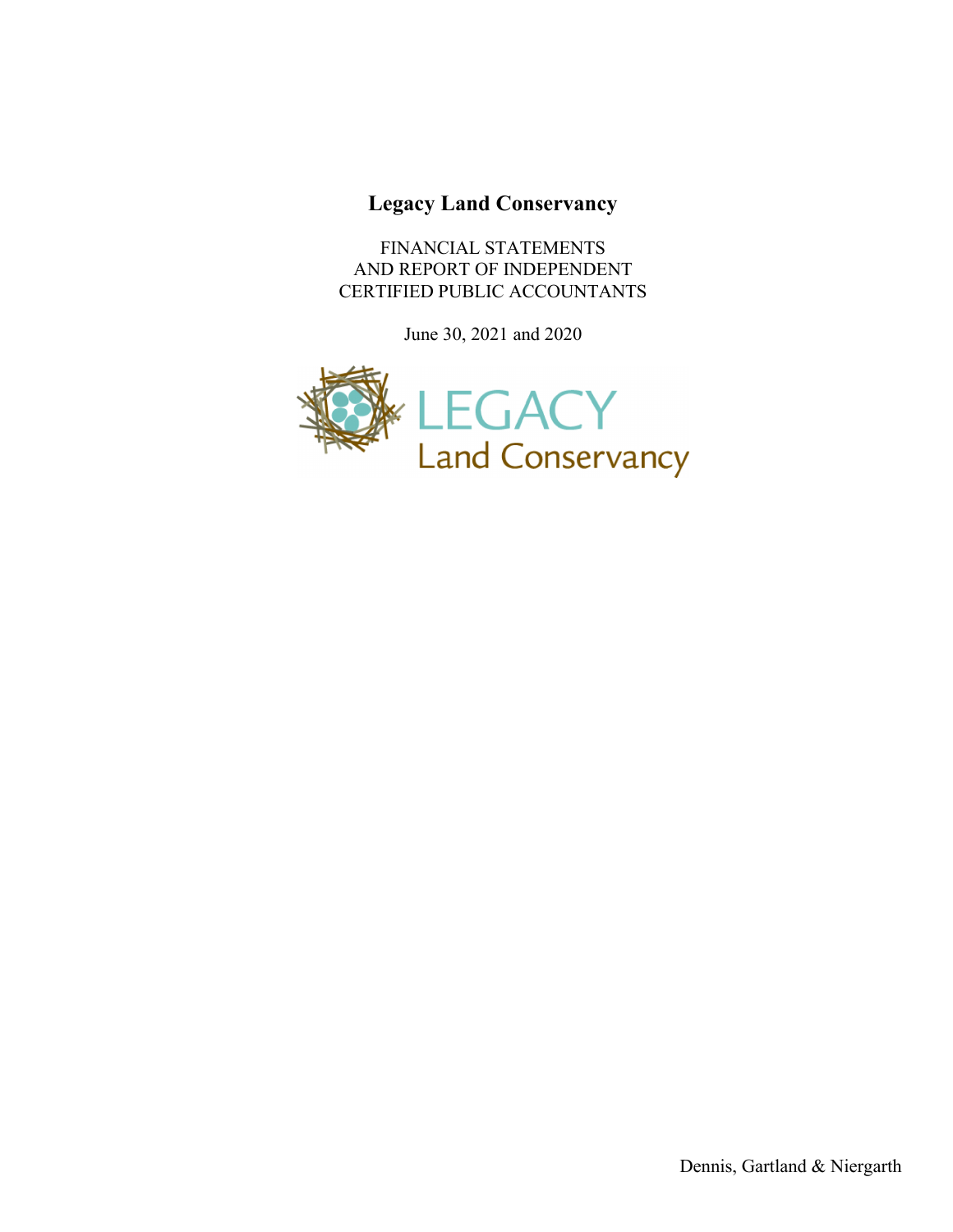# Legacy Land Conservancy

FINANCIAL STATEMENTS
AND REPORT OF INDEPENDENT
CERTIFIED PUBLIC ACCOUNTANTS

June 30, 2021 and 2020

LEGACY
Land Conservancy

Dennis, Gartland & Niergarth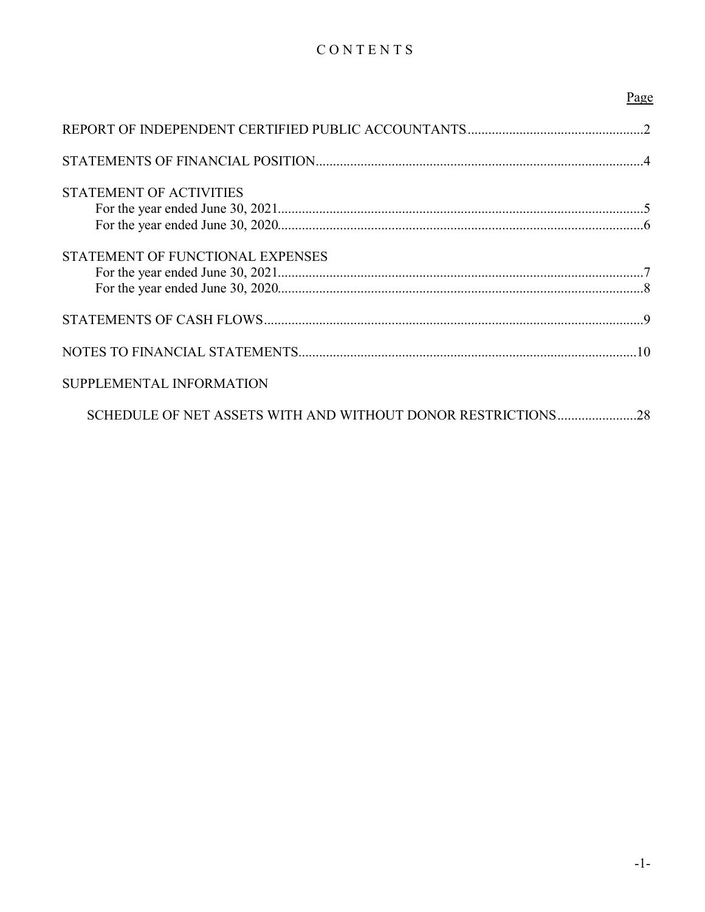# CONTENTS

| | Page |
|---|---|
| REPORT OF INDEPENDENT CERTIFIED PUBLIC ACCOUNTANTS | 2 |
| STATEMENTS OF FINANCIAL POSITION | 4 |
| STATEMENT OF ACTIVITIES | |
| For the year ended June 30, 2021 | 5 |
| For the year ended June 30, 2020 | 6 |
| STATEMENT OF FUNCTIONAL EXPENSES | |
| For the year ended June 30, 2021 | 7 |
| For the year ended June 30, 2020 | 8 |
| STATEMENTS OF CASH FLOWS | 9 |
| NOTES TO FINANCIAL STATEMENTS | 10 |
| SUPPLEMENTAL INFORMATION | |
| SCHEDULE OF NET ASSETS WITH AND WITHOUT DONOR RESTRICTIONS | 28 |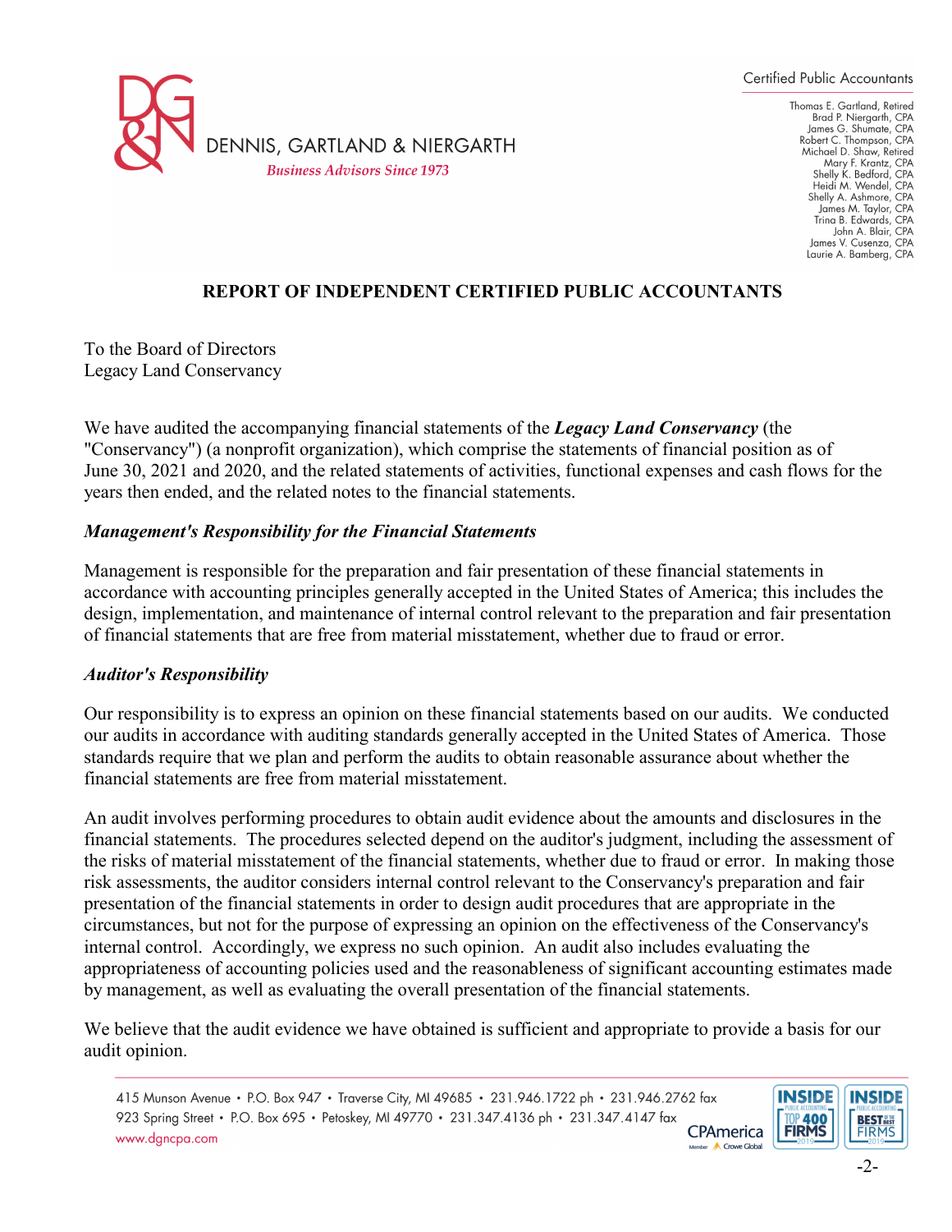DENNIS, GARTLAND & NIERGARTH

*Business Advisors Since 1973*

Certified Public Accountants

Thomas E. Gartland, Retired
Brad P. Niergarth, CPA
James G. Shumate, CPA
Robert C. Thompson, CPA
Michael D. Shaw, Retired
Mary F. Krantz, CPA
Shelly K. Bedford, CPA
Heidi M. Wendel, CPA
Shelly A. Ashmore, CPA
James M. Taylor, CPA
Trina B. Edwards, CPA
John A. Blair, CPA
James V. Cusenza, CPA
Laurie A. Bamberg, CPA

## REPORT OF INDEPENDENT CERTIFIED PUBLIC ACCOUNTANTS

To the Board of Directors
Legacy Land Conservancy

We have audited the accompanying financial statements of the ***Legacy Land Conservancy*** (the "Conservancy") (a nonprofit organization), which comprise the statements of financial position as of June 30, 2021 and 2020, and the related statements of activities, functional expenses and cash flows for the years then ended, and the related notes to the financial statements.

### *Management's Responsibility for the Financial Statements*

Management is responsible for the preparation and fair presentation of these financial statements in accordance with accounting principles generally accepted in the United States of America; this includes the design, implementation, and maintenance of internal control relevant to the preparation and fair presentation of financial statements that are free from material misstatement, whether due to fraud or error.

### *Auditor's Responsibility*

Our responsibility is to express an opinion on these financial statements based on our audits. We conducted our audits in accordance with auditing standards generally accepted in the United States of America. Those standards require that we plan and perform the audits to obtain reasonable assurance about whether the financial statements are free from material misstatement.

An audit involves performing procedures to obtain audit evidence about the amounts and disclosures in the financial statements. The procedures selected depend on the auditor's judgment, including the assessment of the risks of material misstatement of the financial statements, whether due to fraud or error. In making those risk assessments, the auditor considers internal control relevant to the Conservancy's preparation and fair presentation of the financial statements in order to design audit procedures that are appropriate in the circumstances, but not for the purpose of expressing an opinion on the effectiveness of the Conservancy's internal control. Accordingly, we express no such opinion. An audit also includes evaluating the appropriateness of accounting policies used and the reasonableness of significant accounting estimates made by management, as well as evaluating the overall presentation of the financial statements.

We believe that the audit evidence we have obtained is sufficient and appropriate to provide a basis for our audit opinion.

415 Munson Avenue • P.O. Box 947 • Traverse City, MI 49685 • 231.946.1722 ph • 231.946.2762 fax
923 Spring Street • P.O. Box 695 • Petoskey, MI 49770 • 231.347.4136 ph • 231.347.4147 fax
www.dgncpa.com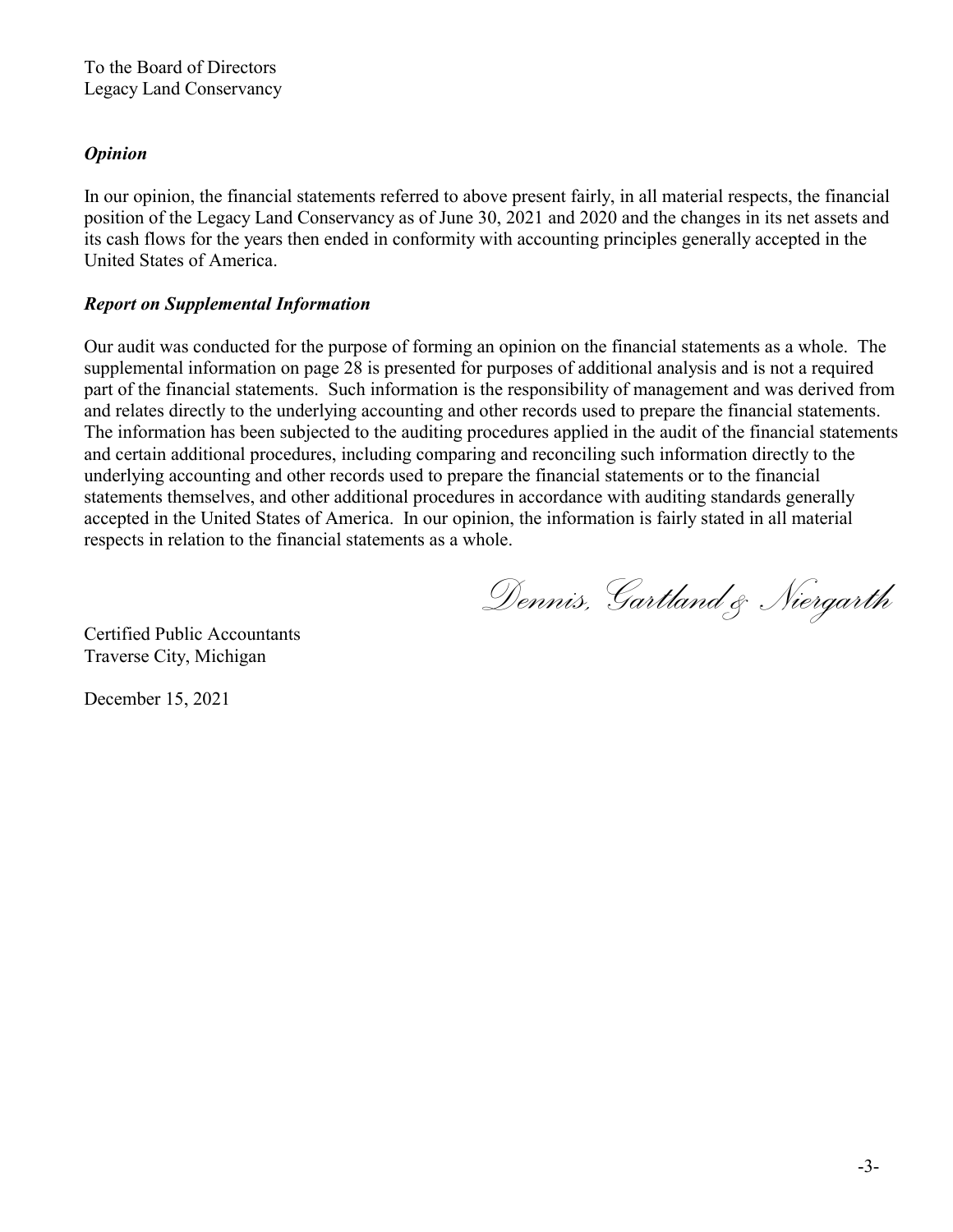To the Board of Directors
Legacy Land Conservancy

***Opinion***

In our opinion, the financial statements referred to above present fairly, in all material respects, the financial position of the Legacy Land Conservancy as of June 30, 2021 and 2020 and the changes in its net assets and its cash flows for the years then ended in conformity with accounting principles generally accepted in the United States of America.

***Report on Supplemental Information***

Our audit was conducted for the purpose of forming an opinion on the financial statements as a whole. The supplemental information on page 28 is presented for purposes of additional analysis and is not a required part of the financial statements. Such information is the responsibility of management and was derived from and relates directly to the underlying accounting and other records used to prepare the financial statements. The information has been subjected to the auditing procedures applied in the audit of the financial statements and certain additional procedures, including comparing and reconciling such information directly to the underlying accounting and other records used to prepare the financial statements or to the financial statements themselves, and other additional procedures in accordance with auditing standards generally accepted in the United States of America. In our opinion, the information is fairly stated in all material respects in relation to the financial statements as a whole.

*Dennis, Gartland & Niergarth*

Certified Public Accountants
Traverse City, Michigan

December 15, 2021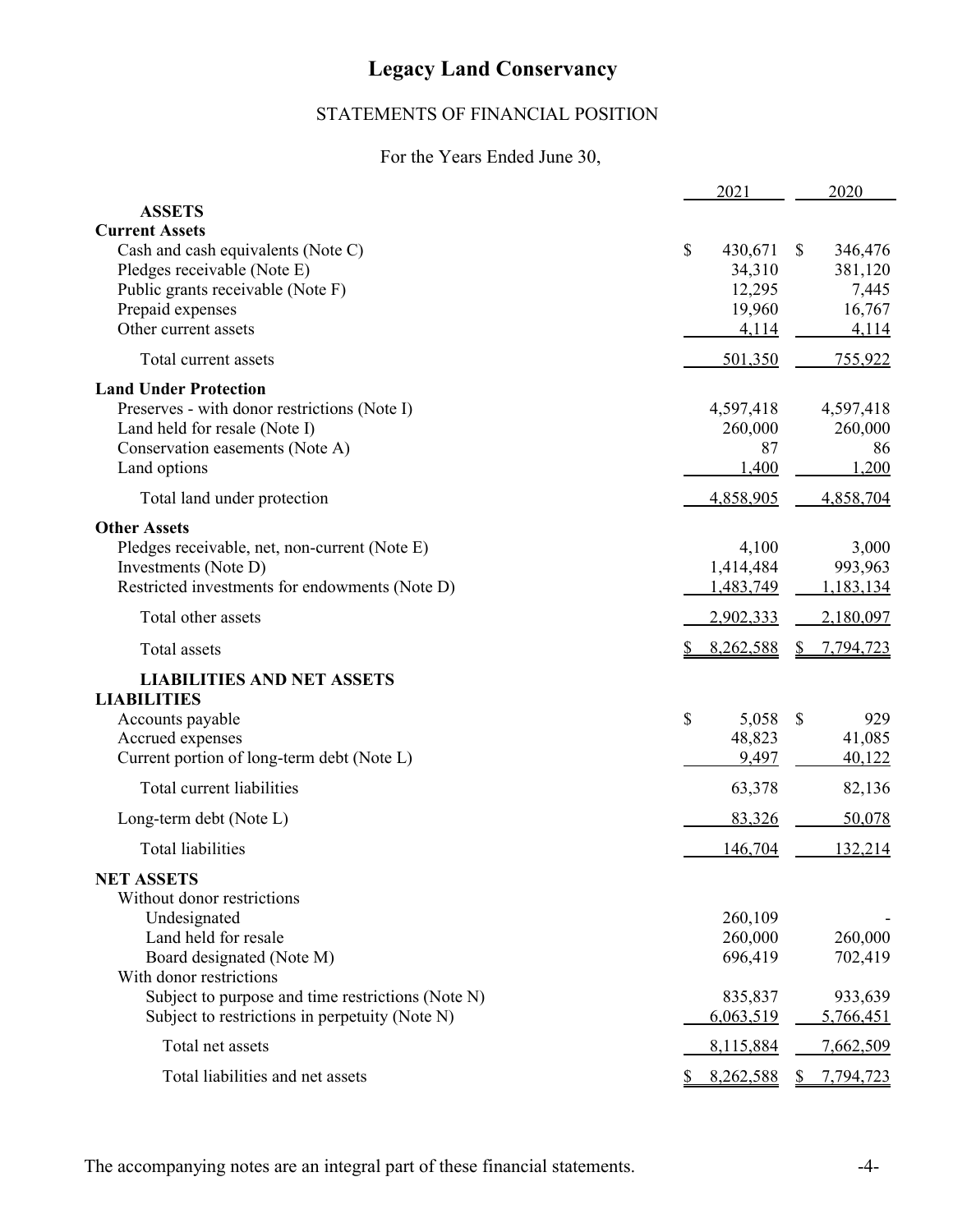# Legacy Land Conservancy

## STATEMENTS OF FINANCIAL POSITION

For the Years Ended June 30,

| | 2021 | 2020 |
|---|---|---|
| **ASSETS** | | |
| **Current Assets** | | |
| Cash and cash equivalents (Note C) | $ 430,671 | $ 346,476 |
| Pledges receivable (Note E) | 34,310 | 381,120 |
| Public grants receivable (Note F) | 12,295 | 7,445 |
| Prepaid expenses | 19,960 | 16,767 |
| Other current assets | 4,114 | 4,114 |
| Total current assets | 501,350 | 755,922 |
| **Land Under Protection** | | |
| Preserves - with donor restrictions (Note I) | 4,597,418 | 4,597,418 |
| Land held for resale (Note I) | 260,000 | 260,000 |
| Conservation easements (Note A) | 87 | 86 |
| Land options | 1,400 | 1,200 |
| Total land under protection | 4,858,905 | 4,858,704 |
| **Other Assets** | | |
| Pledges receivable, net, non-current (Note E) | 4,100 | 3,000 |
| Investments (Note D) | 1,414,484 | 993,963 |
| Restricted investments for endowments (Note D) | 1,483,749 | 1,183,134 |
| Total other assets | 2,902,333 | 2,180,097 |
| Total assets | $ 8,262,588 | $ 7,794,723 |
| **LIABILITIES AND NET ASSETS** | | |
| **LIABILITIES** | | |
| Accounts payable | $ 5,058 | $ 929 |
| Accrued expenses | 48,823 | 41,085 |
| Current portion of long-term debt (Note L) | 9,497 | 40,122 |
| Total current liabilities | 63,378 | 82,136 |
| Long-term debt (Note L) | 83,326 | 50,078 |
| Total liabilities | 146,704 | 132,214 |
| **NET ASSETS** | | |
| Without donor restrictions | | |
| Undesignated | 260,109 | - |
| Land held for resale | 260,000 | 260,000 |
| Board designated (Note M) | 696,419 | 702,419 |
| With donor restrictions | | |
| Subject to purpose and time restrictions (Note N) | 835,837 | 933,639 |
| Subject to restrictions in perpetuity (Note N) | 6,063,519 | 5,766,451 |
| Total net assets | 8,115,884 | 7,662,509 |
| Total liabilities and net assets | $ 8,262,588 | $ 7,794,723 |

The accompanying notes are an integral part of these financial statements.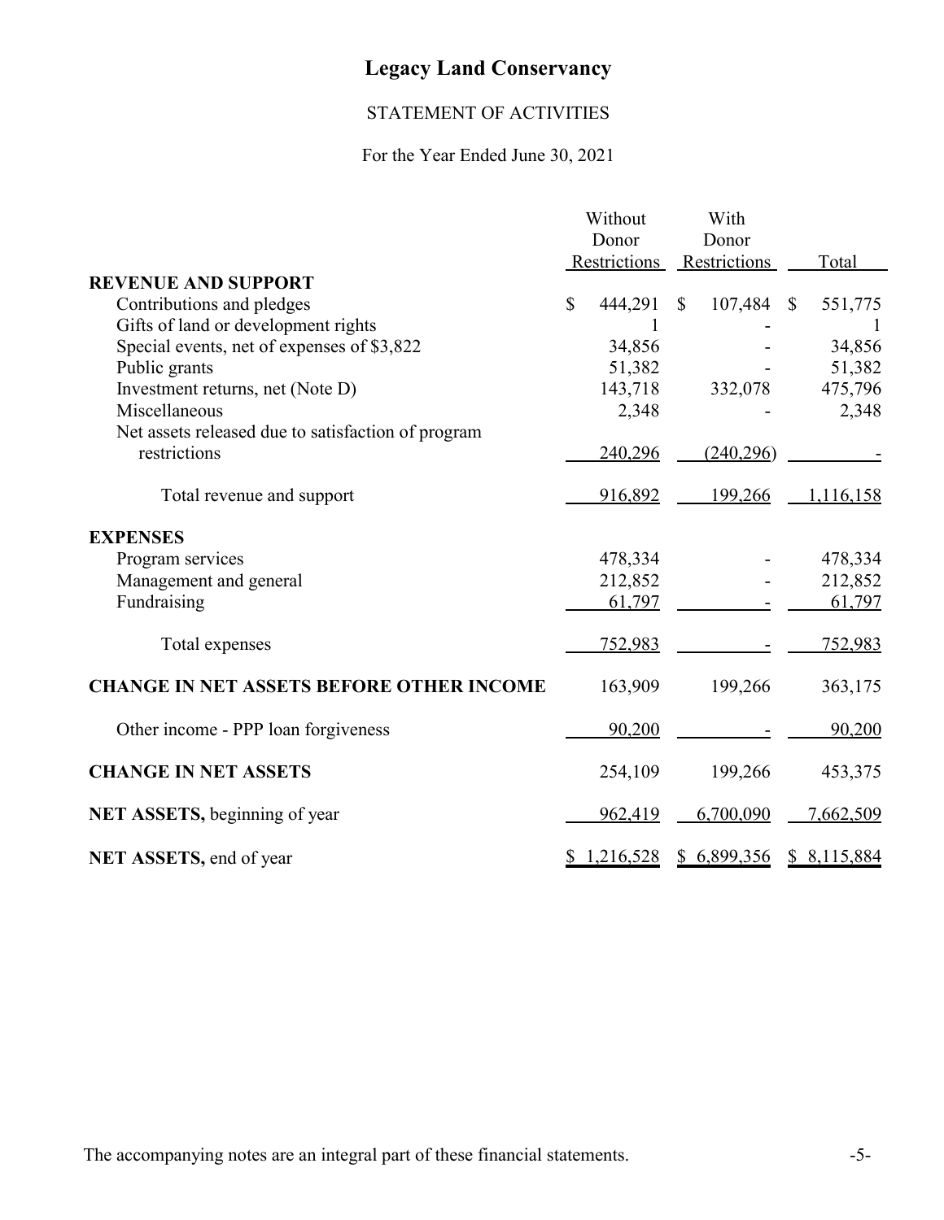# Legacy Land Conservancy

## STATEMENT OF ACTIVITIES

For the Year Ended June 30, 2021

| | Without Donor Restrictions | With Donor Restrictions | Total |
|---|---|---|---|
| **REVENUE AND SUPPORT** | | | |
| Contributions and pledges | $ 444,291 | $ 107,484 | $ 551,775 |
| Gifts of land or development rights | 1 | - | 1 |
| Special events, net of expenses of $3,822 | 34,856 | - | 34,856 |
| Public grants | 51,382 | - | 51,382 |
| Investment returns, net (Note D) | 143,718 | 332,078 | 475,796 |
| Miscellaneous | 2,348 | - | 2,348 |
| Net assets released due to satisfaction of program restrictions | 240,296 | (240,296) | - |
| Total revenue and support | 916,892 | 199,266 | 1,116,158 |
| **EXPENSES** | | | |
| Program services | 478,334 | - | 478,334 |
| Management and general | 212,852 | - | 212,852 |
| Fundraising | 61,797 | - | 61,797 |
| Total expenses | 752,983 | - | 752,983 |
| **CHANGE IN NET ASSETS BEFORE OTHER INCOME** | 163,909 | 199,266 | 363,175 |
| Other income - PPP loan forgiveness | 90,200 | - | 90,200 |
| **CHANGE IN NET ASSETS** | 254,109 | 199,266 | 453,375 |
| **NET ASSETS,** beginning of year | 962,419 | 6,700,090 | 7,662,509 |
| **NET ASSETS,** end of year | $ 1,216,528 | $ 6,899,356 | $ 8,115,884 |

The accompanying notes are an integral part of these financial statements.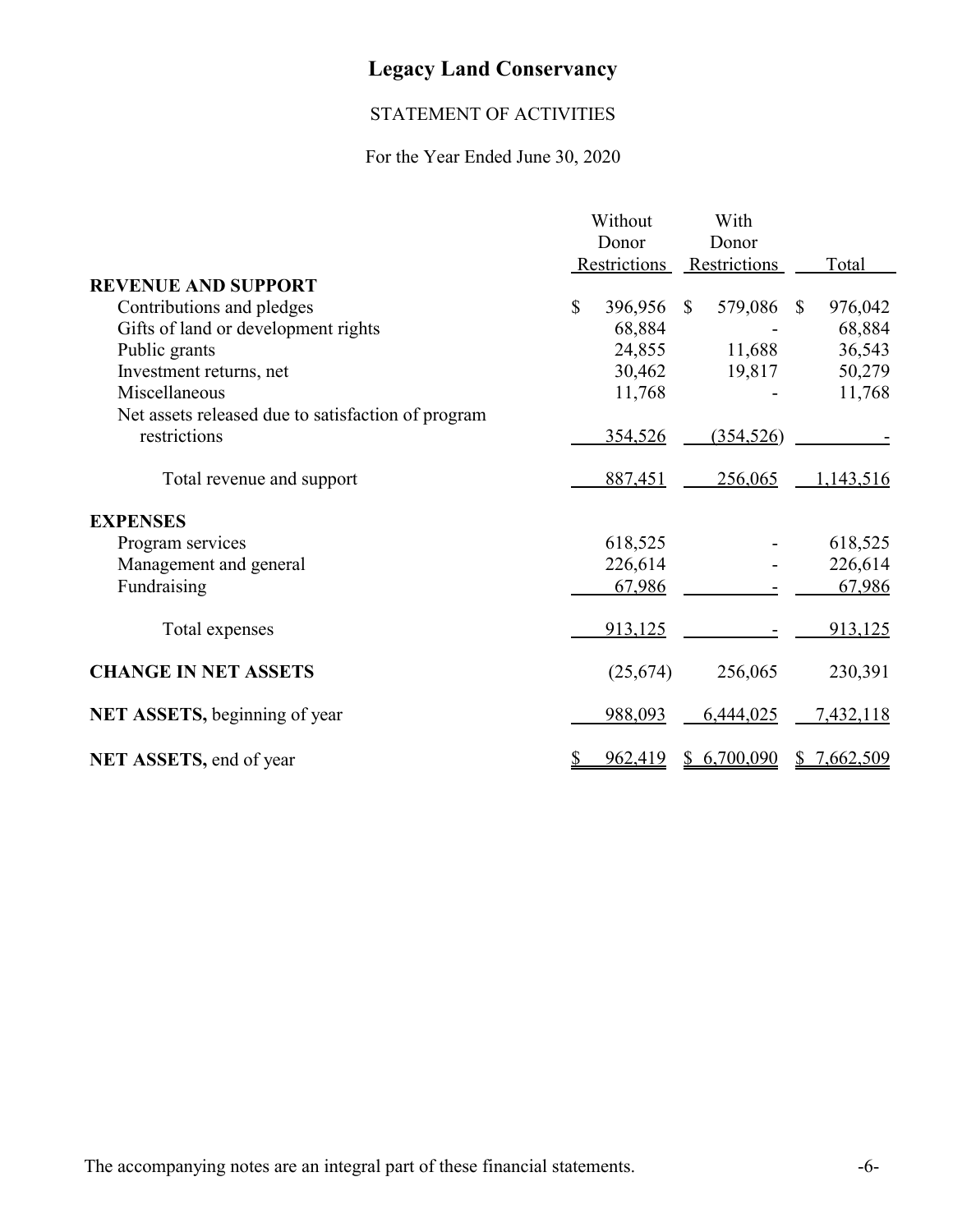# Legacy Land Conservancy

## STATEMENT OF ACTIVITIES

For the Year Ended June 30, 2020

| | Without Donor Restrictions | With Donor Restrictions | Total |
|---|---|---|---|
| **REVENUE AND SUPPORT** | | | |
| Contributions and pledges | $ 396,956 | $ 579,086 | $ 976,042 |
| Gifts of land or development rights | 68,884 | - | 68,884 |
| Public grants | 24,855 | 11,688 | 36,543 |
| Investment returns, net | 30,462 | 19,817 | 50,279 |
| Miscellaneous | 11,768 | - | 11,768 |
| Net assets released due to satisfaction of program restrictions | 354,526 | (354,526) | - |
| Total revenue and support | 887,451 | 256,065 | 1,143,516 |
| **EXPENSES** | | | |
| Program services | 618,525 | - | 618,525 |
| Management and general | 226,614 | - | 226,614 |
| Fundraising | 67,986 | - | 67,986 |
| Total expenses | 913,125 | - | 913,125 |
| **CHANGE IN NET ASSETS** | (25,674) | 256,065 | 230,391 |
| **NET ASSETS,** beginning of year | 988,093 | 6,444,025 | 7,432,118 |
| **NET ASSETS,** end of year | $ 962,419 | $ 6,700,090 | $ 7,662,509 |

The accompanying notes are an integral part of these financial statements.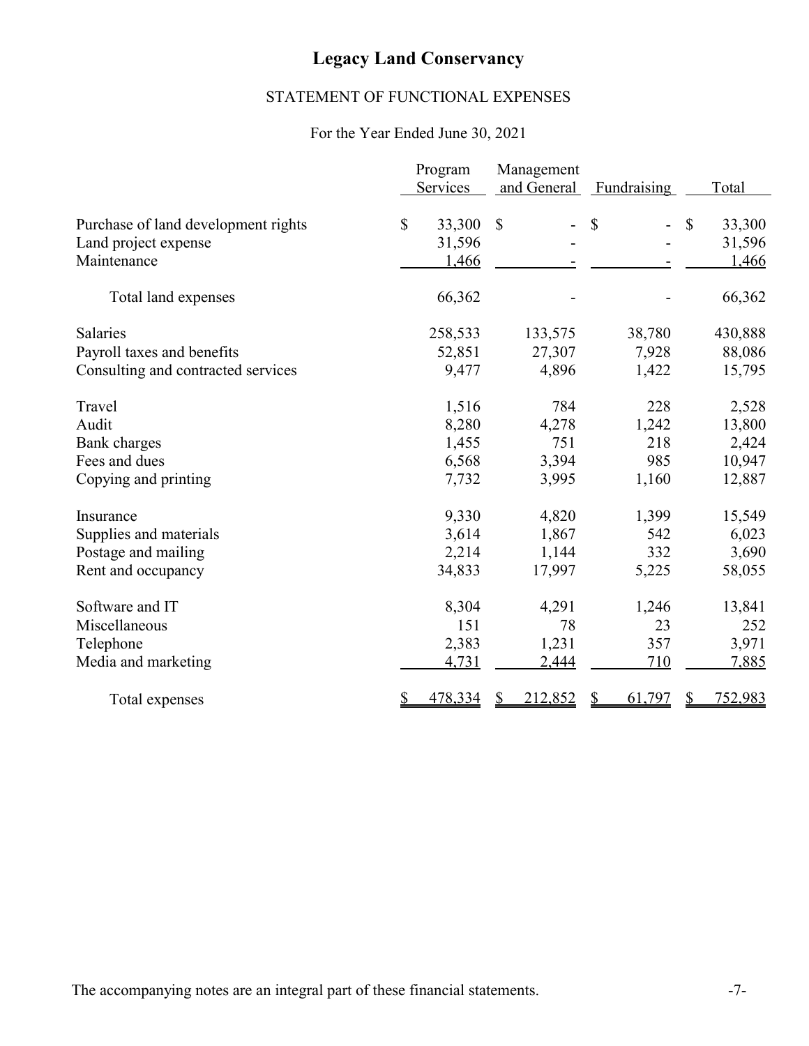# Legacy Land Conservancy

## STATEMENT OF FUNCTIONAL EXPENSES

For the Year Ended June 30, 2021

| | Program Services | Management and General | Fundraising | Total |
|---|---|---|---|---|
| Purchase of land development rights | $ 33,300 | $ - | $ - | $ 33,300 |
| Land project expense | 31,596 | - | - | 31,596 |
| Maintenance | 1,466 | - | - | 1,466 |
| Total land expenses | 66,362 | - | - | 66,362 |
| Salaries | 258,533 | 133,575 | 38,780 | 430,888 |
| Payroll taxes and benefits | 52,851 | 27,307 | 7,928 | 88,086 |
| Consulting and contracted services | 9,477 | 4,896 | 1,422 | 15,795 |
| Travel | 1,516 | 784 | 228 | 2,528 |
| Audit | 8,280 | 4,278 | 1,242 | 13,800 |
| Bank charges | 1,455 | 751 | 218 | 2,424 |
| Fees and dues | 6,568 | 3,394 | 985 | 10,947 |
| Copying and printing | 7,732 | 3,995 | 1,160 | 12,887 |
| Insurance | 9,330 | 4,820 | 1,399 | 15,549 |
| Supplies and materials | 3,614 | 1,867 | 542 | 6,023 |
| Postage and mailing | 2,214 | 1,144 | 332 | 3,690 |
| Rent and occupancy | 34,833 | 17,997 | 5,225 | 58,055 |
| Software and IT | 8,304 | 4,291 | 1,246 | 13,841 |
| Miscellaneous | 151 | 78 | 23 | 252 |
| Telephone | 2,383 | 1,231 | 357 | 3,971 |
| Media and marketing | 4,731 | 2,444 | 710 | 7,885 |
| Total expenses | $ 478,334 | $ 212,852 | $ 61,797 | $ 752,983 |

The accompanying notes are an integral part of these financial statements.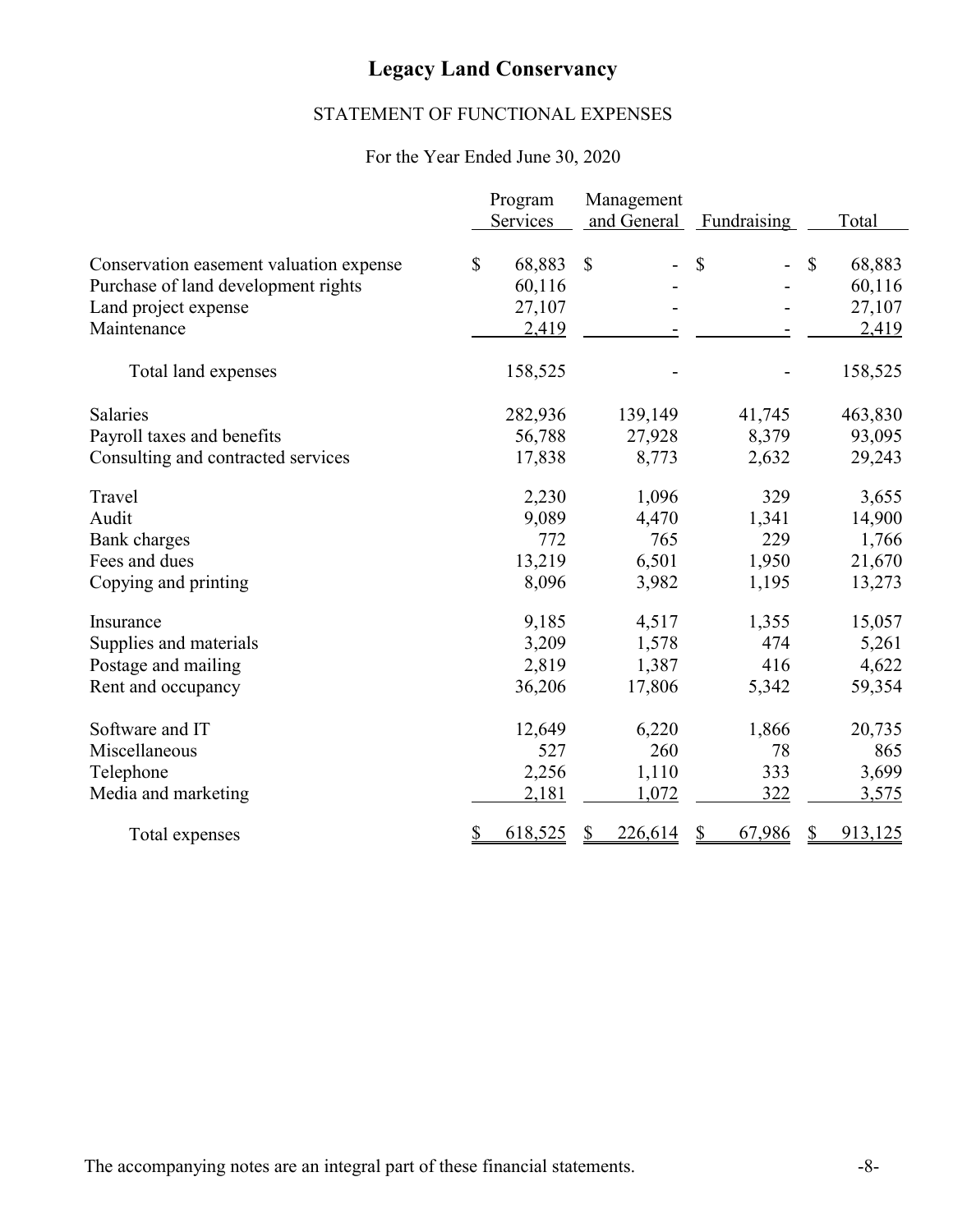# Legacy Land Conservancy

## STATEMENT OF FUNCTIONAL EXPENSES

For the Year Ended June 30, 2020

| | Program Services | Management and General | Fundraising | Total |
|---|---|---|---|---|
| Conservation easement valuation expense | $ 68,883 | $ - | $ - | $ 68,883 |
| Purchase of land development rights | 60,116 | - | - | 60,116 |
| Land project expense | 27,107 | - | - | 27,107 |
| Maintenance | 2,419 | - | - | 2,419 |
| Total land expenses | 158,525 | - | - | 158,525 |
| Salaries | 282,936 | 139,149 | 41,745 | 463,830 |
| Payroll taxes and benefits | 56,788 | 27,928 | 8,379 | 93,095 |
| Consulting and contracted services | 17,838 | 8,773 | 2,632 | 29,243 |
| Travel | 2,230 | 1,096 | 329 | 3,655 |
| Audit | 9,089 | 4,470 | 1,341 | 14,900 |
| Bank charges | 772 | 765 | 229 | 1,766 |
| Fees and dues | 13,219 | 6,501 | 1,950 | 21,670 |
| Copying and printing | 8,096 | 3,982 | 1,195 | 13,273 |
| Insurance | 9,185 | 4,517 | 1,355 | 15,057 |
| Supplies and materials | 3,209 | 1,578 | 474 | 5,261 |
| Postage and mailing | 2,819 | 1,387 | 416 | 4,622 |
| Rent and occupancy | 36,206 | 17,806 | 5,342 | 59,354 |
| Software and IT | 12,649 | 6,220 | 1,866 | 20,735 |
| Miscellaneous | 527 | 260 | 78 | 865 |
| Telephone | 2,256 | 1,110 | 333 | 3,699 |
| Media and marketing | 2,181 | 1,072 | 322 | 3,575 |
| Total expenses | $ 618,525 | $ 226,614 | $ 67,986 | $ 913,125 |

The accompanying notes are an integral part of these financial statements.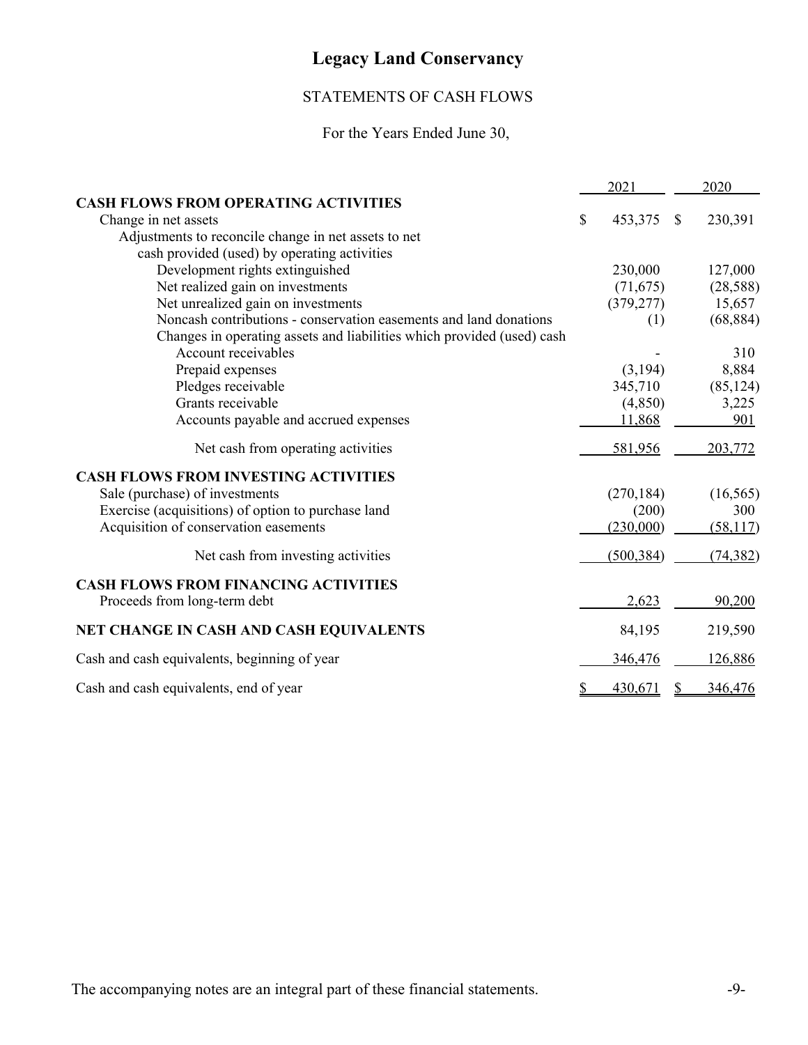# Legacy Land Conservancy

## STATEMENTS OF CASH FLOWS

For the Years Ended June 30,

| | 2021 | 2020 |
|---|---|---|
| **CASH FLOWS FROM OPERATING ACTIVITIES** | | |
| Change in net assets | $ 453,375 | $ 230,391 |
| Adjustments to reconcile change in net assets to net cash provided (used) by operating activities | | |
| Development rights extinguished | 230,000 | 127,000 |
| Net realized gain on investments | (71,675) | (28,588) |
| Net unrealized gain on investments | (379,277) | 15,657 |
| Noncash contributions - conservation easements and land donations | (1) | (68,884) |
| Changes in operating assets and liabilities which provided (used) cash | | |
| Account receivables | - | 310 |
| Prepaid expenses | (3,194) | 8,884 |
| Pledges receivable | 345,710 | (85,124) |
| Grants receivable | (4,850) | 3,225 |
| Accounts payable and accrued expenses | 11,868 | 901 |
| Net cash from operating activities | 581,956 | 203,772 |
| **CASH FLOWS FROM INVESTING ACTIVITIES** | | |
| Sale (purchase) of investments | (270,184) | (16,565) |
| Exercise (acquisitions) of option to purchase land | (200) | 300 |
| Acquisition of conservation easements | (230,000) | (58,117) |
| Net cash from investing activities | (500,384) | (74,382) |
| **CASH FLOWS FROM FINANCING ACTIVITIES** | | |
| Proceeds from long-term debt | 2,623 | 90,200 |
| **NET CHANGE IN CASH AND CASH EQUIVALENTS** | 84,195 | 219,590 |
| Cash and cash equivalents, beginning of year | 346,476 | 126,886 |
| Cash and cash equivalents, end of year | $ 430,671 | $ 346,476 |

The accompanying notes are an integral part of these financial statements.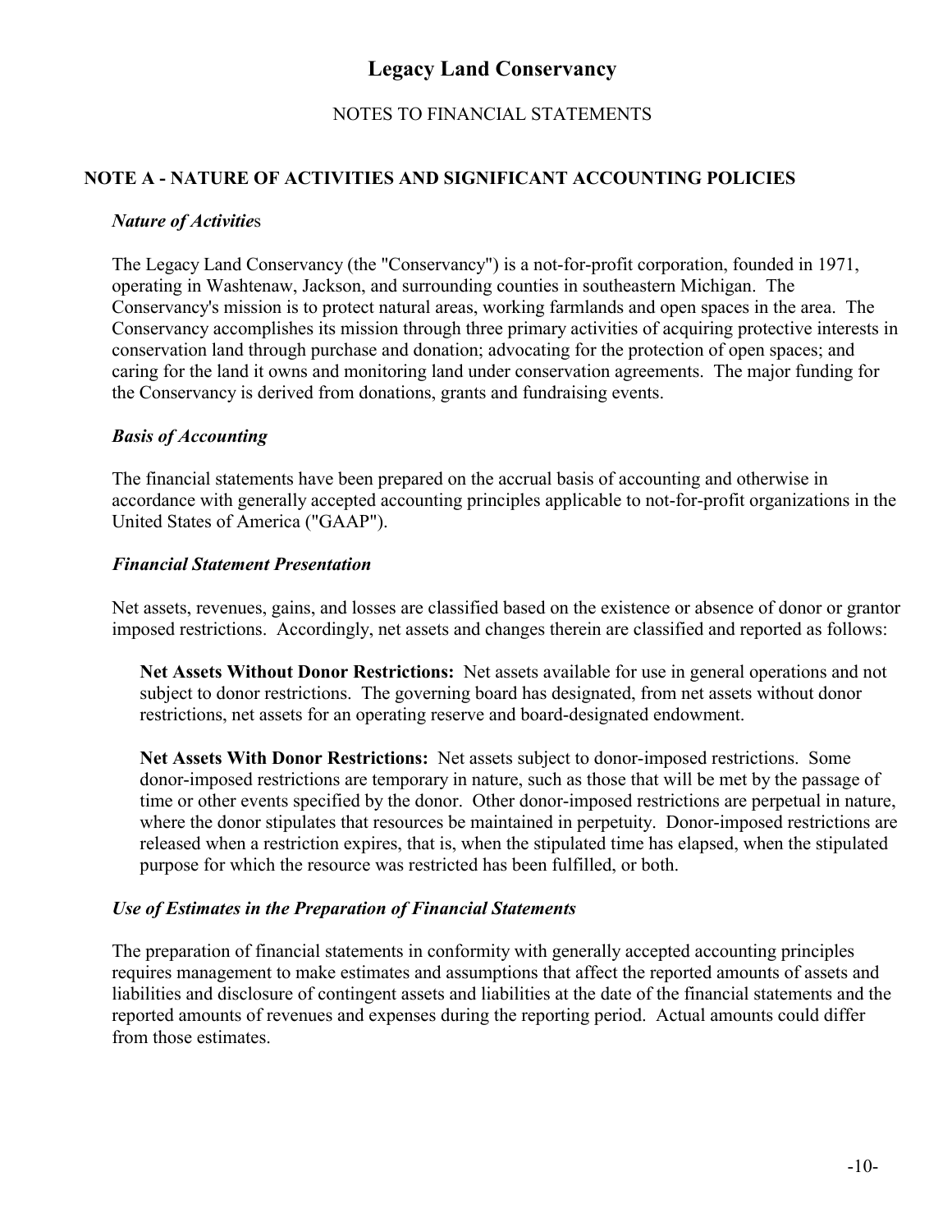# Legacy Land Conservancy

## NOTES TO FINANCIAL STATEMENTS

### NOTE A - NATURE OF ACTIVITIES AND SIGNIFICANT ACCOUNTING POLICIES

***Nature of Activities***

The Legacy Land Conservancy (the "Conservancy") is a not-for-profit corporation, founded in 1971, operating in Washtenaw, Jackson, and surrounding counties in southeastern Michigan. The Conservancy's mission is to protect natural areas, working farmlands and open spaces in the area. The Conservancy accomplishes its mission through three primary activities of acquiring protective interests in conservation land through purchase and donation; advocating for the protection of open spaces; and caring for the land it owns and monitoring land under conservation agreements. The major funding for the Conservancy is derived from donations, grants and fundraising events.

***Basis of Accounting***

The financial statements have been prepared on the accrual basis of accounting and otherwise in accordance with generally accepted accounting principles applicable to not-for-profit organizations in the United States of America ("GAAP").

***Financial Statement Presentation***

Net assets, revenues, gains, and losses are classified based on the existence or absence of donor or grantor imposed restrictions. Accordingly, net assets and changes therein are classified and reported as follows:

**Net Assets Without Donor Restrictions:** Net assets available for use in general operations and not subject to donor restrictions. The governing board has designated, from net assets without donor restrictions, net assets for an operating reserve and board-designated endowment.

**Net Assets With Donor Restrictions:** Net assets subject to donor-imposed restrictions. Some donor-imposed restrictions are temporary in nature, such as those that will be met by the passage of time or other events specified by the donor. Other donor-imposed restrictions are perpetual in nature, where the donor stipulates that resources be maintained in perpetuity. Donor-imposed restrictions are released when a restriction expires, that is, when the stipulated time has elapsed, when the stipulated purpose for which the resource was restricted has been fulfilled, or both.

***Use of Estimates in the Preparation of Financial Statements***

The preparation of financial statements in conformity with generally accepted accounting principles requires management to make estimates and assumptions that affect the reported amounts of assets and liabilities and disclosure of contingent assets and liabilities at the date of the financial statements and the reported amounts of revenues and expenses during the reporting period. Actual amounts could differ from those estimates.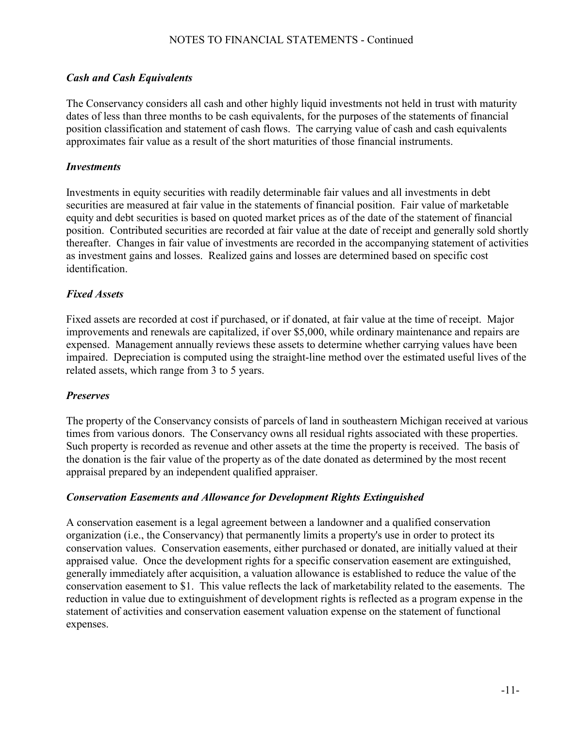### *Cash and Cash Equivalents*

The Conservancy considers all cash and other highly liquid investments not held in trust with maturity dates of less than three months to be cash equivalents, for the purposes of the statements of financial position classification and statement of cash flows. The carrying value of cash and cash equivalents approximates fair value as a result of the short maturities of those financial instruments.

### *Investments*

Investments in equity securities with readily determinable fair values and all investments in debt securities are measured at fair value in the statements of financial position. Fair value of marketable equity and debt securities is based on quoted market prices as of the date of the statement of financial position. Contributed securities are recorded at fair value at the date of receipt and generally sold shortly thereafter. Changes in fair value of investments are recorded in the accompanying statement of activities as investment gains and losses. Realized gains and losses are determined based on specific cost identification.

### *Fixed Assets*

Fixed assets are recorded at cost if purchased, or if donated, at fair value at the time of receipt. Major improvements and renewals are capitalized, if over $5,000, while ordinary maintenance and repairs are expensed. Management annually reviews these assets to determine whether carrying values have been impaired. Depreciation is computed using the straight-line method over the estimated useful lives of the related assets, which range from 3 to 5 years.

### *Preserves*

The property of the Conservancy consists of parcels of land in southeastern Michigan received at various times from various donors. The Conservancy owns all residual rights associated with these properties. Such property is recorded as revenue and other assets at the time the property is received. The basis of the donation is the fair value of the property as of the date donated as determined by the most recent appraisal prepared by an independent qualified appraiser.

### *Conservation Easements and Allowance for Development Rights Extinguished*

A conservation easement is a legal agreement between a landowner and a qualified conservation organization (i.e., the Conservancy) that permanently limits a property's use in order to protect its conservation values. Conservation easements, either purchased or donated, are initially valued at their appraised value. Once the development rights for a specific conservation easement are extinguished, generally immediately after acquisition, a valuation allowance is established to reduce the value of the conservation easement to $1. This value reflects the lack of marketability related to the easements. The reduction in value due to extinguishment of development rights is reflected as a program expense in the statement of activities and conservation easement valuation expense on the statement of functional expenses.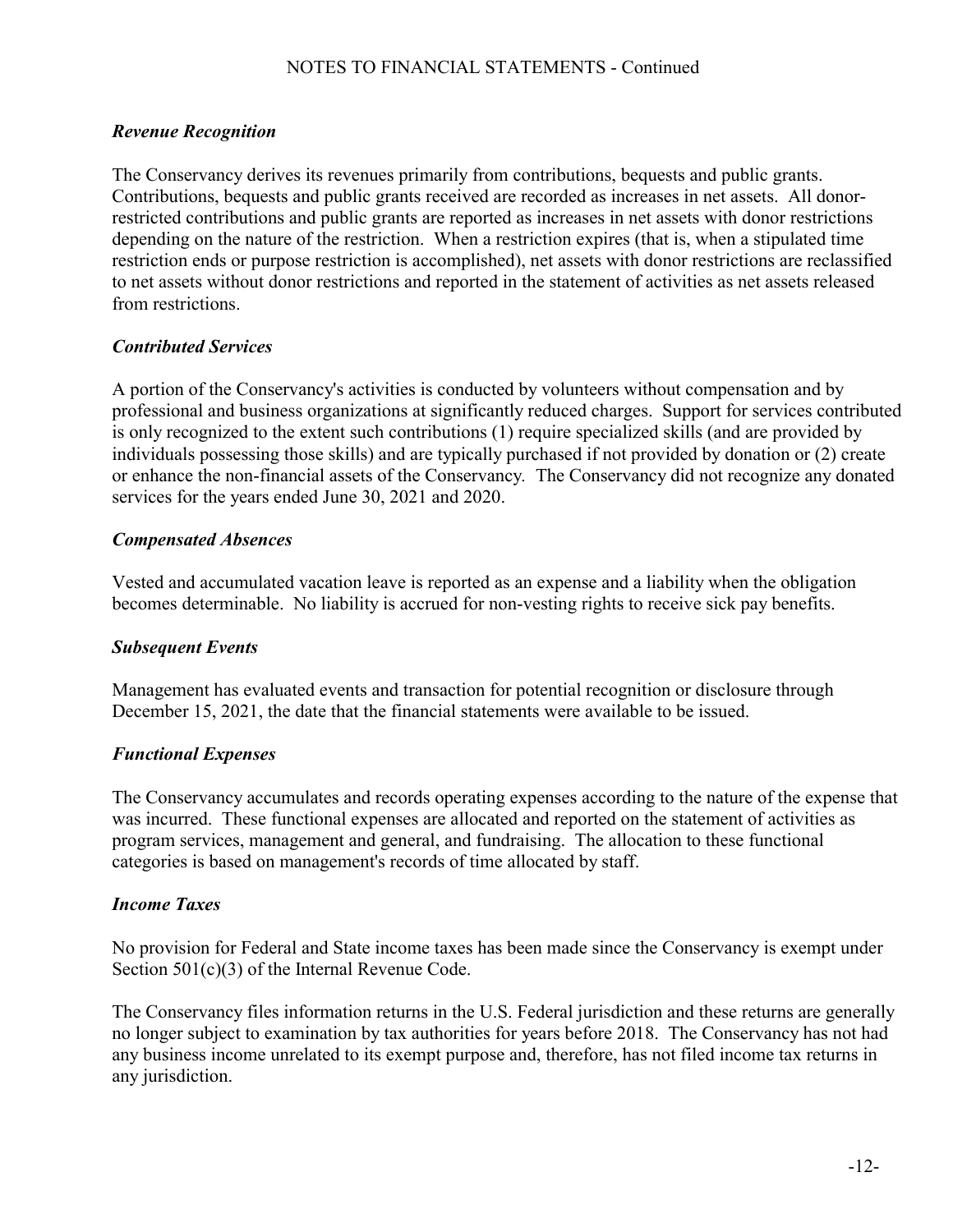NOTES TO FINANCIAL STATEMENTS - Continued

### *Revenue Recognition*

The Conservancy derives its revenues primarily from contributions, bequests and public grants. Contributions, bequests and public grants received are recorded as increases in net assets. All donor-restricted contributions and public grants are reported as increases in net assets with donor restrictions depending on the nature of the restriction. When a restriction expires (that is, when a stipulated time restriction ends or purpose restriction is accomplished), net assets with donor restrictions are reclassified to net assets without donor restrictions and reported in the statement of activities as net assets released from restrictions.

### *Contributed Services*

A portion of the Conservancy's activities is conducted by volunteers without compensation and by professional and business organizations at significantly reduced charges. Support for services contributed is only recognized to the extent such contributions (1) require specialized skills (and are provided by individuals possessing those skills) and are typically purchased if not provided by donation or (2) create or enhance the non-financial assets of the Conservancy. The Conservancy did not recognize any donated services for the years ended June 30, 2021 and 2020.

### *Compensated Absences*

Vested and accumulated vacation leave is reported as an expense and a liability when the obligation becomes determinable. No liability is accrued for non-vesting rights to receive sick pay benefits.

### *Subsequent Events*

Management has evaluated events and transaction for potential recognition or disclosure through December 15, 2021, the date that the financial statements were available to be issued.

### *Functional Expenses*

The Conservancy accumulates and records operating expenses according to the nature of the expense that was incurred. These functional expenses are allocated and reported on the statement of activities as program services, management and general, and fundraising. The allocation to these functional categories is based on management's records of time allocated by staff.

### *Income Taxes*

No provision for Federal and State income taxes has been made since the Conservancy is exempt under Section 501(c)(3) of the Internal Revenue Code.

The Conservancy files information returns in the U.S. Federal jurisdiction and these returns are generally no longer subject to examination by tax authorities for years before 2018. The Conservancy has not had any business income unrelated to its exempt purpose and, therefore, has not filed income tax returns in any jurisdiction.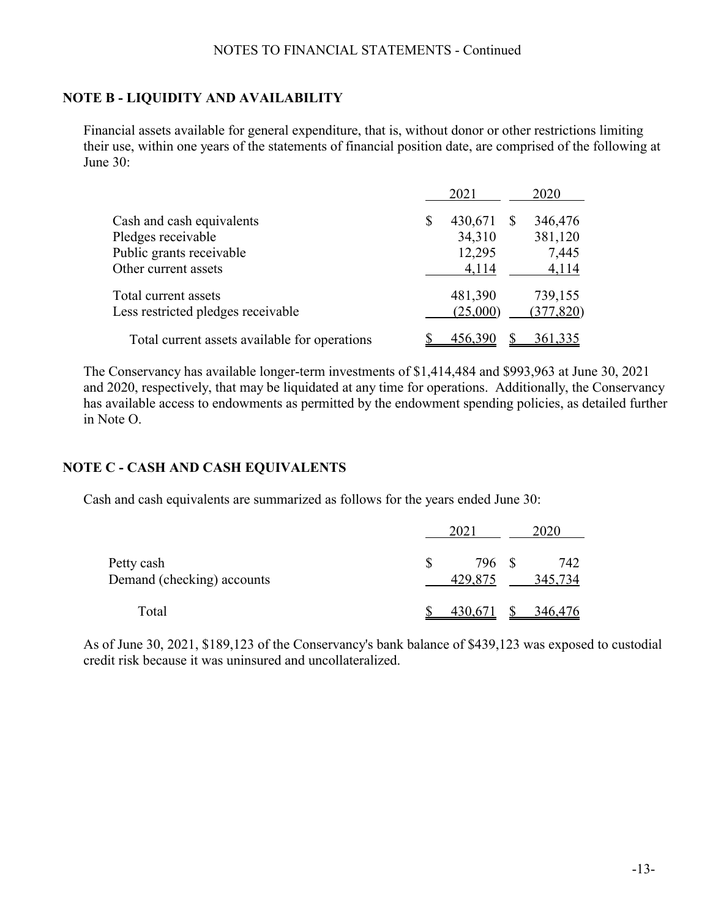## NOTE B - LIQUIDITY AND AVAILABILITY

Financial assets available for general expenditure, that is, without donor or other restrictions limiting their use, within one years of the statements of financial position date, are comprised of the following at June 30:

| | 2021 | 2020 |
|---|---|---|
| Cash and cash equivalents | $ 430,671 | $ 346,476 |
| Pledges receivable | 34,310 | 381,120 |
| Public grants receivable | 12,295 | 7,445 |
| Other current assets | 4,114 | 4,114 |
| Total current assets | 481,390 | 739,155 |
| Less restricted pledges receivable | (25,000) | (377,820) |
| Total current assets available for operations | $ 456,390 | $ 361,335 |

The Conservancy has available longer-term investments of $1,414,484 and $993,963 at June 30, 2021 and 2020, respectively, that may be liquidated at any time for operations. Additionally, the Conservancy has available access to endowments as permitted by the endowment spending policies, as detailed further in Note O.

## NOTE C - CASH AND CASH EQUIVALENTS

Cash and cash equivalents are summarized as follows for the years ended June 30:

| | 2021 | 2020 |
|---|---|---|
| Petty cash | $ 796 | $ 742 |
| Demand (checking) accounts | 429,875 | 345,734 |
| Total | $ 430,671 | $ 346,476 |

As of June 30, 2021, $189,123 of the Conservancy's bank balance of $439,123 was exposed to custodial credit risk because it was uninsured and uncollateralized.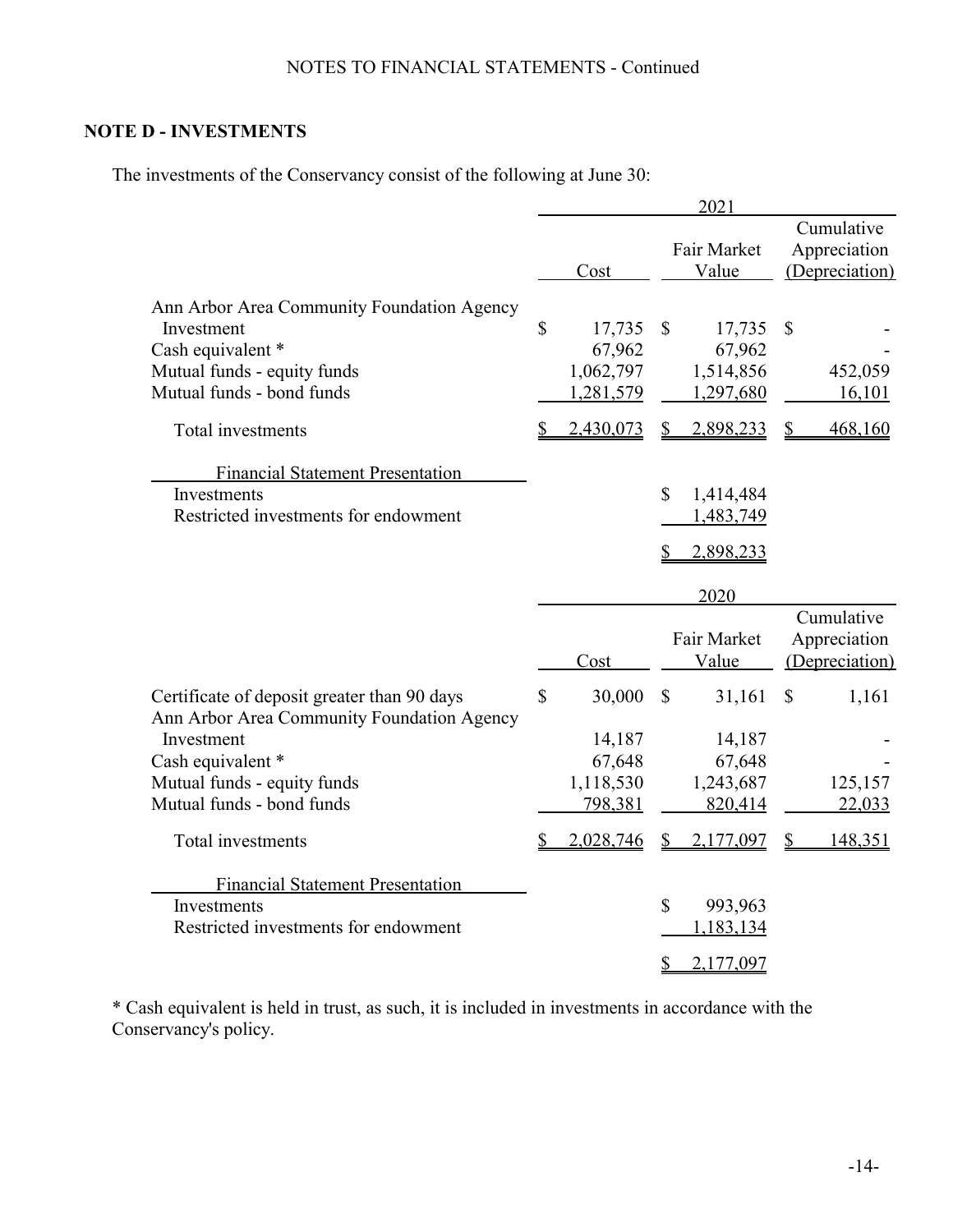NOTES TO FINANCIAL STATEMENTS - Continued

## NOTE D - INVESTMENTS

The investments of the Conservancy consist of the following at June 30:

| | 2021 | | |
|---|---|---|---|
| | Cost | Fair Market Value | Cumulative Appreciation (Depreciation) |
| Ann Arbor Area Community Foundation Agency Investment | $ 17,735 | $ 17,735 | $ - |
| Cash equivalent * | 67,962 | 67,962 | - |
| Mutual funds - equity funds | 1,062,797 | 1,514,856 | 452,059 |
| Mutual funds - bond funds | 1,281,579 | 1,297,680 | 16,101 |
| Total investments | $ 2,430,073 | $ 2,898,233 | $ 468,160 |
| Financial Statement Presentation | | | |
| Investments | | $ 1,414,484 | |
| Restricted investments for endowment | | 1,483,749 | |
| | | $ 2,898,233 | |

| | 2020 | | |
|---|---|---|---|
| | Cost | Fair Market Value | Cumulative Appreciation (Depreciation) |
| Certificate of deposit greater than 90 days | $ 30,000 | $ 31,161 | $ 1,161 |
| Ann Arbor Area Community Foundation Agency Investment | 14,187 | 14,187 | - |
| Cash equivalent * | 67,648 | 67,648 | - |
| Mutual funds - equity funds | 1,118,530 | 1,243,687 | 125,157 |
| Mutual funds - bond funds | 798,381 | 820,414 | 22,033 |
| Total investments | $ 2,028,746 | $ 2,177,097 | $ 148,351 |
| Financial Statement Presentation | | | |
| Investments | | $ 993,963 | |
| Restricted investments for endowment | | 1,183,134 | |
| | | $ 2,177,097 | |

* Cash equivalent is held in trust, as such, it is included in investments in accordance with the Conservancy's policy.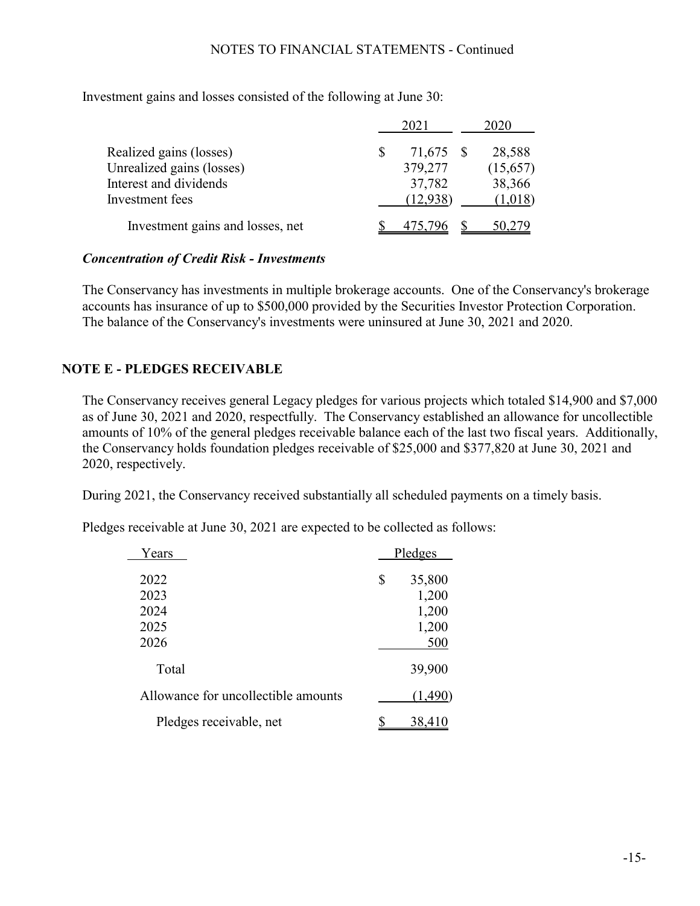Investment gains and losses consisted of the following at June 30:

| | 2021 | 2020 |
|---|---|---|
| Realized gains (losses) | $ 71,675 | $ 28,588 |
| Unrealized gains (losses) | 379,277 | (15,657) |
| Interest and dividends | 37,782 | 38,366 |
| Investment fees | (12,938) | (1,018) |
| Investment gains and losses, net | $ 475,796 | $ 50,279 |

***Concentration of Credit Risk - Investments***

The Conservancy has investments in multiple brokerage accounts. One of the Conservancy's brokerage accounts has insurance of up to $500,000 provided by the Securities Investor Protection Corporation. The balance of the Conservancy's investments were uninsured at June 30, 2021 and 2020.

## NOTE E - PLEDGES RECEIVABLE

The Conservancy receives general Legacy pledges for various projects which totaled $14,900 and $7,000 as of June 30, 2021 and 2020, respectfully. The Conservancy established an allowance for uncollectible amounts of 10% of the general pledges receivable balance each of the last two fiscal years. Additionally, the Conservancy holds foundation pledges receivable of $25,000 and $377,820 at June 30, 2021 and 2020, respectively.

During 2021, the Conservancy received substantially all scheduled payments on a timely basis.

Pledges receivable at June 30, 2021 are expected to be collected as follows:

| Years | Pledges |
|---|---|
| 2022 | $ 35,800 |
| 2023 | 1,200 |
| 2024 | 1,200 |
| 2025 | 1,200 |
| 2026 | 500 |
| Total | 39,900 |
| Allowance for uncollectible amounts | (1,490) |
| Pledges receivable, net | $ 38,410 |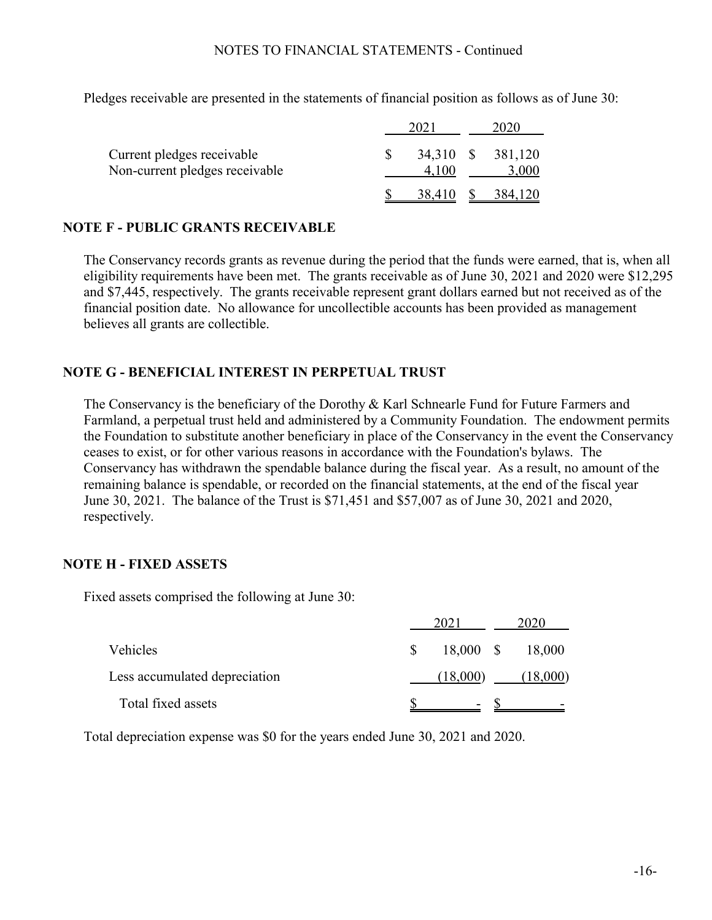Pledges receivable are presented in the statements of financial position as follows as of June 30:

| | 2021 | 2020 |
|---|---|---|
| Current pledges receivable | $ 34,310 | $ 381,120 |
| Non-current pledges receivable | 4,100 | 3,000 |
| | $ 38,410 | $ 384,120 |

## NOTE F - PUBLIC GRANTS RECEIVABLE

The Conservancy records grants as revenue during the period that the funds were earned, that is, when all eligibility requirements have been met. The grants receivable as of June 30, 2021 and 2020 were $12,295 and $7,445, respectively. The grants receivable represent grant dollars earned but not received as of the financial position date. No allowance for uncollectible accounts has been provided as management believes all grants are collectible.

## NOTE G - BENEFICIAL INTEREST IN PERPETUAL TRUST

The Conservancy is the beneficiary of the Dorothy & Karl Schnearle Fund for Future Farmers and Farmland, a perpetual trust held and administered by a Community Foundation. The endowment permits the Foundation to substitute another beneficiary in place of the Conservancy in the event the Conservancy ceases to exist, or for other various reasons in accordance with the Foundation's bylaws. The Conservancy has withdrawn the spendable balance during the fiscal year. As a result, no amount of the remaining balance is spendable, or recorded on the financial statements, at the end of the fiscal year June 30, 2021. The balance of the Trust is $71,451 and $57,007 as of June 30, 2021 and 2020, respectively.

## NOTE H - FIXED ASSETS

Fixed assets comprised the following at June 30:

| | 2021 | 2020 |
|---|---|---|
| Vehicles | $ 18,000 | $ 18,000 |
| Less accumulated depreciation | (18,000) | (18,000) |
| Total fixed assets | $ - | $ - |

Total depreciation expense was $0 for the years ended June 30, 2021 and 2020.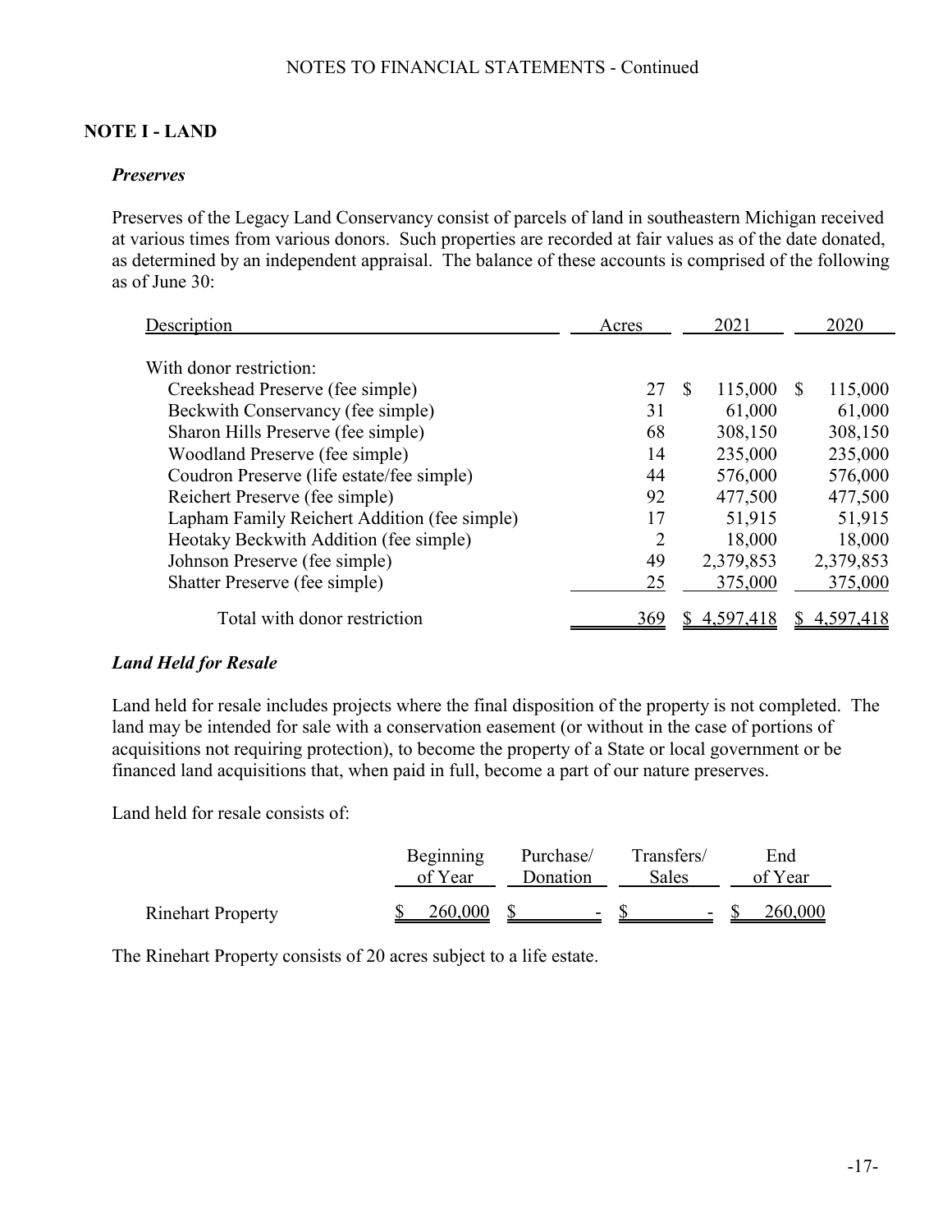## NOTE I - LAND

### *Preserves*

Preserves of the Legacy Land Conservancy consist of parcels of land in southeastern Michigan received at various times from various donors. Such properties are recorded at fair values as of the date donated, as determined by an independent appraisal. The balance of these accounts is comprised of the following as of June 30:

| Description | Acres | 2021 | 2020 |
|---|---|---|---|
| With donor restriction: | | | |
| Creekshead Preserve (fee simple) | 27 | $ 115,000 | $ 115,000 |
| Beckwith Conservancy (fee simple) | 31 | 61,000 | 61,000 |
| Sharon Hills Preserve (fee simple) | 68 | 308,150 | 308,150 |
| Woodland Preserve (fee simple) | 14 | 235,000 | 235,000 |
| Coudron Preserve (life estate/fee simple) | 44 | 576,000 | 576,000 |
| Reichert Preserve (fee simple) | 92 | 477,500 | 477,500 |
| Lapham Family Reichert Addition (fee simple) | 17 | 51,915 | 51,915 |
| Heotaky Beckwith Addition (fee simple) | 2 | 18,000 | 18,000 |
| Johnson Preserve (fee simple) | 49 | 2,379,853 | 2,379,853 |
| Shatter Preserve (fee simple) | 25 | 375,000 | 375,000 |
| Total with donor restriction | 369 | $ 4,597,418 | $ 4,597,418 |

### *Land Held for Resale*

Land held for resale includes projects where the final disposition of the property is not completed. The land may be intended for sale with a conservation easement (or without in the case of portions of acquisitions not requiring protection), to become the property of a State or local government or be financed land acquisitions that, when paid in full, become a part of our nature preserves.

Land held for resale consists of:

| | Beginning of Year | Purchase/ Donation | Transfers/ Sales | End of Year |
|---|---|---|---|---|
| Rinehart Property | $ 260,000 | $ - | $ - | $ 260,000 |

The Rinehart Property consists of 20 acres subject to a life estate.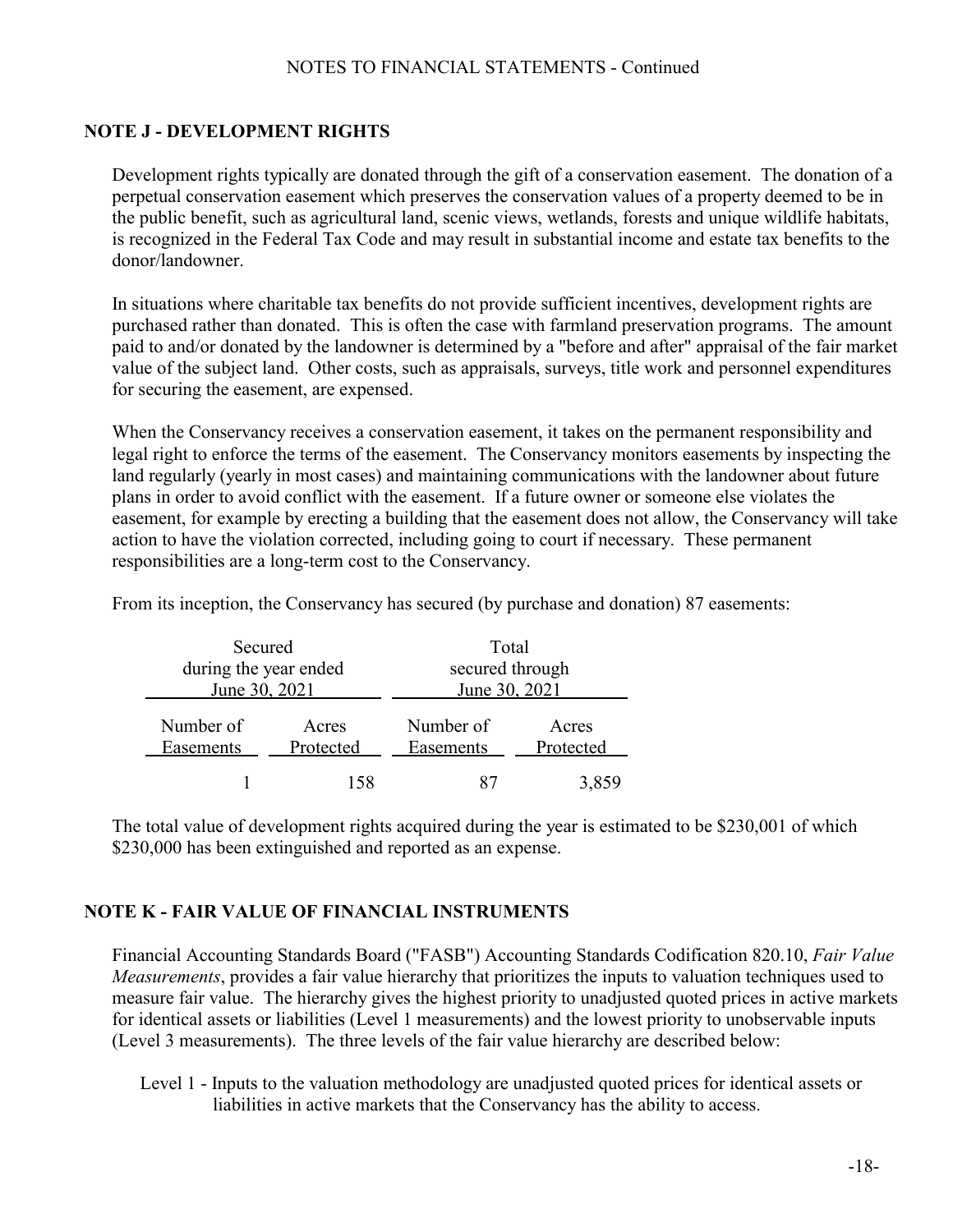## NOTE J - DEVELOPMENT RIGHTS

Development rights typically are donated through the gift of a conservation easement. The donation of a perpetual conservation easement which preserves the conservation values of a property deemed to be in the public benefit, such as agricultural land, scenic views, wetlands, forests and unique wildlife habitats, is recognized in the Federal Tax Code and may result in substantial income and estate tax benefits to the donor/landowner.

In situations where charitable tax benefits do not provide sufficient incentives, development rights are purchased rather than donated. This is often the case with farmland preservation programs. The amount paid to and/or donated by the landowner is determined by a "before and after" appraisal of the fair market value of the subject land. Other costs, such as appraisals, surveys, title work and personnel expenditures for securing the easement, are expensed.

When the Conservancy receives a conservation easement, it takes on the permanent responsibility and legal right to enforce the terms of the easement. The Conservancy monitors easements by inspecting the land regularly (yearly in most cases) and maintaining communications with the landowner about future plans in order to avoid conflict with the easement. If a future owner or someone else violates the easement, for example by erecting a building that the easement does not allow, the Conservancy will take action to have the violation corrected, including going to court if necessary. These permanent responsibilities are a long-term cost to the Conservancy.

From its inception, the Conservancy has secured (by purchase and donation) 87 easements:

| Secured during the year ended June 30, 2021 | | Total secured through June 30, 2021 | |
|---|---|---|---|
| Number of Easements | Acres Protected | Number of Easements | Acres Protected |
| 1 | 158 | 87 | 3,859 |

The total value of development rights acquired during the year is estimated to be $230,001 of which $230,000 has been extinguished and reported as an expense.

## NOTE K - FAIR VALUE OF FINANCIAL INSTRUMENTS

Financial Accounting Standards Board ("FASB") Accounting Standards Codification 820.10, *Fair Value Measurements*, provides a fair value hierarchy that prioritizes the inputs to valuation techniques used to measure fair value. The hierarchy gives the highest priority to unadjusted quoted prices in active markets for identical assets or liabilities (Level 1 measurements) and the lowest priority to unobservable inputs (Level 3 measurements). The three levels of the fair value hierarchy are described below:

Level 1 - Inputs to the valuation methodology are unadjusted quoted prices for identical assets or liabilities in active markets that the Conservancy has the ability to access.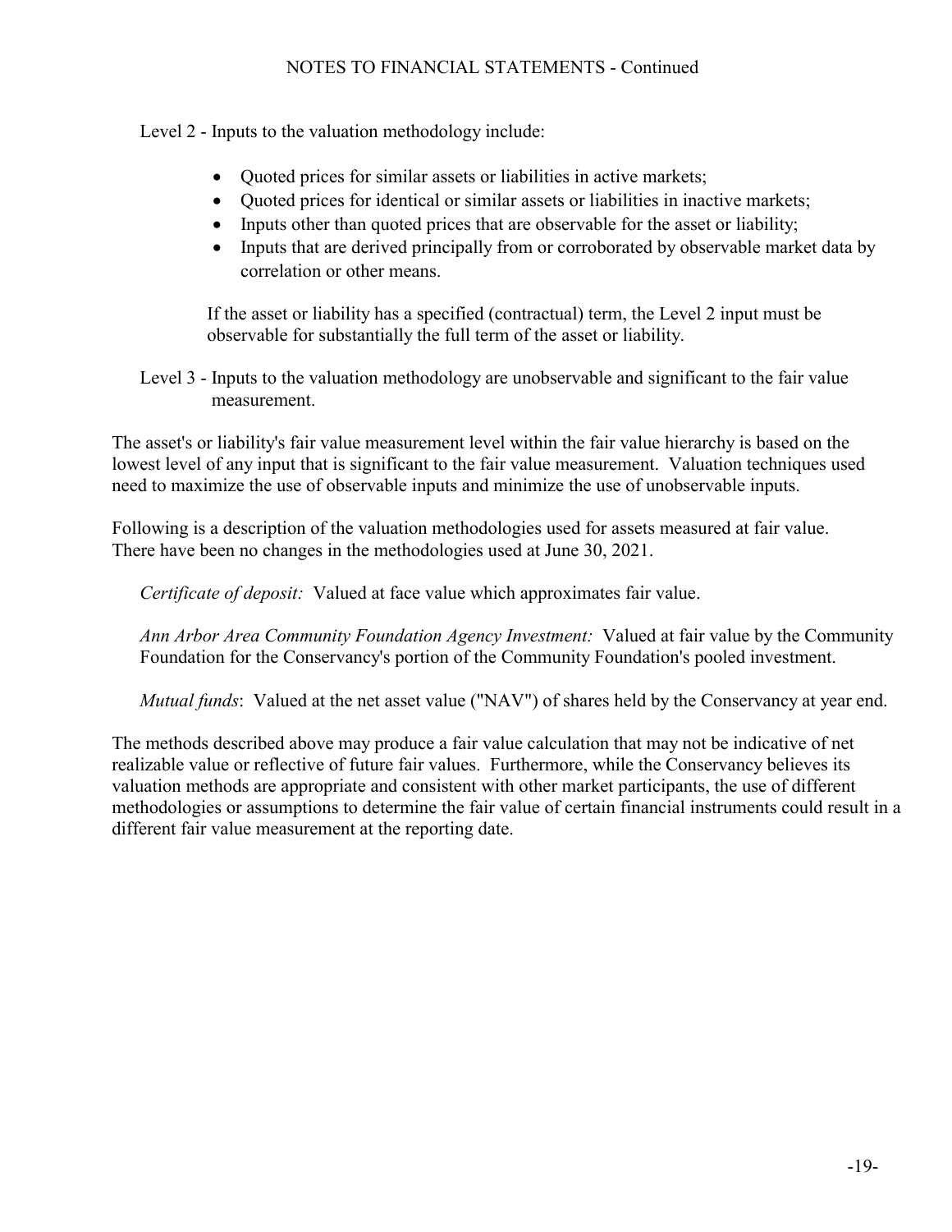Level 2 - Inputs to the valuation methodology include:

- Quoted prices for similar assets or liabilities in active markets;
- Quoted prices for identical or similar assets or liabilities in inactive markets;
- Inputs other than quoted prices that are observable for the asset or liability;
- Inputs that are derived principally from or corroborated by observable market data by correlation or other means.

If the asset or liability has a specified (contractual) term, the Level 2 input must be observable for substantially the full term of the asset or liability.

Level 3 - Inputs to the valuation methodology are unobservable and significant to the fair value measurement.

The asset's or liability's fair value measurement level within the fair value hierarchy is based on the lowest level of any input that is significant to the fair value measurement. Valuation techniques used need to maximize the use of observable inputs and minimize the use of unobservable inputs.

Following is a description of the valuation methodologies used for assets measured at fair value. There have been no changes in the methodologies used at June 30, 2021.

*Certificate of deposit:* Valued at face value which approximates fair value.

*Ann Arbor Area Community Foundation Agency Investment:* Valued at fair value by the Community Foundation for the Conservancy's portion of the Community Foundation's pooled investment.

*Mutual funds*: Valued at the net asset value ("NAV") of shares held by the Conservancy at year end.

The methods described above may produce a fair value calculation that may not be indicative of net realizable value or reflective of future fair values. Furthermore, while the Conservancy believes its valuation methods are appropriate and consistent with other market participants, the use of different methodologies or assumptions to determine the fair value of certain financial instruments could result in a different fair value measurement at the reporting date.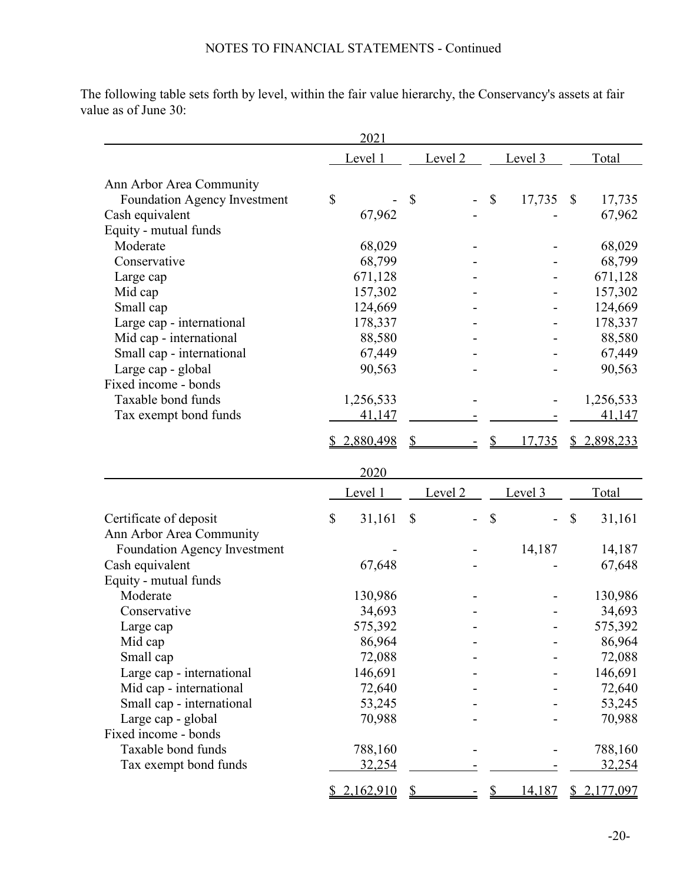NOTES TO FINANCIAL STATEMENTS - Continued

The following table sets forth by level, within the fair value hierarchy, the Conservancy's assets at fair value as of June 30:

| 2021 | Level 1 | Level 2 | Level 3 | Total |
|---|---|---|---|---|
| Ann Arbor Area Community Foundation Agency Investment | $ - | $ - | $ 17,735 | $ 17,735 |
| Cash equivalent | 67,962 | - | - | 67,962 |
| Equity - mutual funds | | | | |
| Moderate | 68,029 | - | - | 68,029 |
| Conservative | 68,799 | - | - | 68,799 |
| Large cap | 671,128 | - | - | 671,128 |
| Mid cap | 157,302 | - | - | 157,302 |
| Small cap | 124,669 | - | - | 124,669 |
| Large cap - international | 178,337 | - | - | 178,337 |
| Mid cap - international | 88,580 | - | - | 88,580 |
| Small cap - international | 67,449 | - | - | 67,449 |
| Large cap - global | 90,563 | - | - | 90,563 |
| Fixed income - bonds | | | | |
| Taxable bond funds | 1,256,533 | - | - | 1,256,533 |
| Tax exempt bond funds | 41,147 | - | - | 41,147 |
| | $ 2,880,498 | $ - | $ 17,735 | $ 2,898,233 |

| 2020 | Level 1 | Level 2 | Level 3 | Total |
|---|---|---|---|---|
| Certificate of deposit | $ 31,161 | $ - | $ - | $ 31,161 |
| Ann Arbor Area Community Foundation Agency Investment | - | - | 14,187 | 14,187 |
| Cash equivalent | 67,648 | - | - | 67,648 |
| Equity - mutual funds | | | | |
| Moderate | 130,986 | - | - | 130,986 |
| Conservative | 34,693 | - | - | 34,693 |
| Large cap | 575,392 | - | - | 575,392 |
| Mid cap | 86,964 | - | - | 86,964 |
| Small cap | 72,088 | - | - | 72,088 |
| Large cap - international | 146,691 | - | - | 146,691 |
| Mid cap - international | 72,640 | - | - | 72,640 |
| Small cap - international | 53,245 | - | - | 53,245 |
| Large cap - global | 70,988 | - | - | 70,988 |
| Fixed income - bonds | | | | |
| Taxable bond funds | 788,160 | - | - | 788,160 |
| Tax exempt bond funds | 32,254 | - | - | 32,254 |
| | $ 2,162,910 | $ - | $ 14,187 | $ 2,177,097 |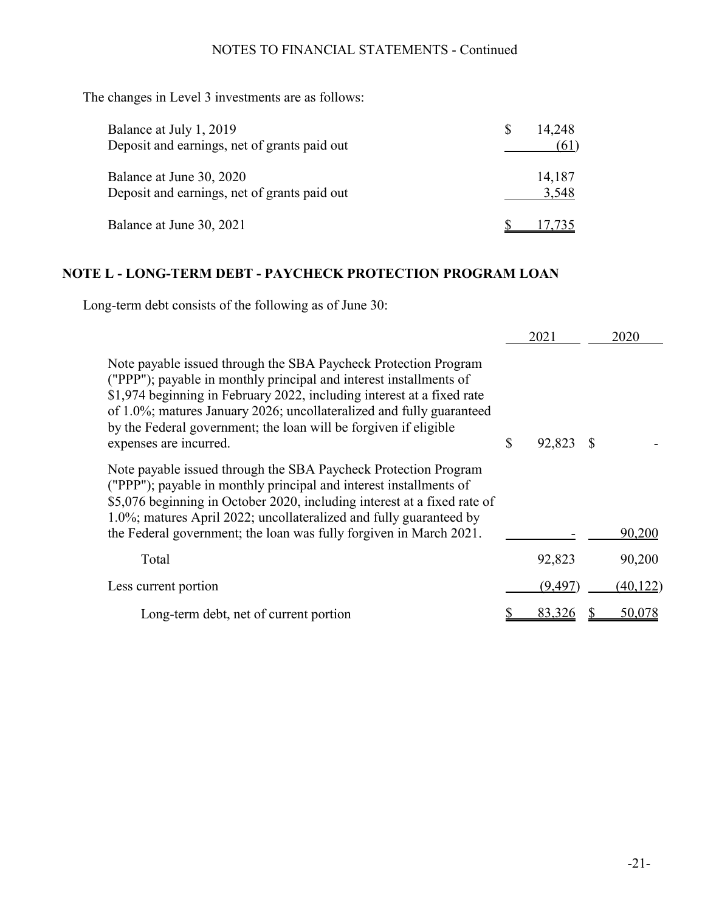NOTES TO FINANCIAL STATEMENTS - Continued

The changes in Level 3 investments are as follows:

| | |
|---|---|
| Balance at July 1, 2019 | $ 14,248 |
| Deposit and earnings, net of grants paid out | (61) |
| Balance at June 30, 2020 | 14,187 |
| Deposit and earnings, net of grants paid out | 3,548 |
| Balance at June 30, 2021 | $ 17,735 |

## NOTE L - LONG-TERM DEBT - PAYCHECK PROTECTION PROGRAM LOAN

Long-term debt consists of the following as of June 30:

| | 2021 | 2020 |
|---|---|---|
| Note payable issued through the SBA Paycheck Protection Program ("PPP"); payable in monthly principal and interest installments of $1,974 beginning in February 2022, including interest at a fixed rate of 1.0%; matures January 2026; uncollateralized and fully guaranteed by the Federal government; the loan will be forgiven if eligible expenses are incurred. | $ 92,823 | $ - |
| Note payable issued through the SBA Paycheck Protection Program ("PPP"); payable in monthly principal and interest installments of $5,076 beginning in October 2020, including interest at a fixed rate of 1.0%; matures April 2022; uncollateralized and fully guaranteed by the Federal government; the loan was fully forgiven in March 2021. | - | 90,200 |
| Total | 92,823 | 90,200 |
| Less current portion | (9,497) | (40,122) |
| Long-term debt, net of current portion | $ 83,326 | $ 50,078 |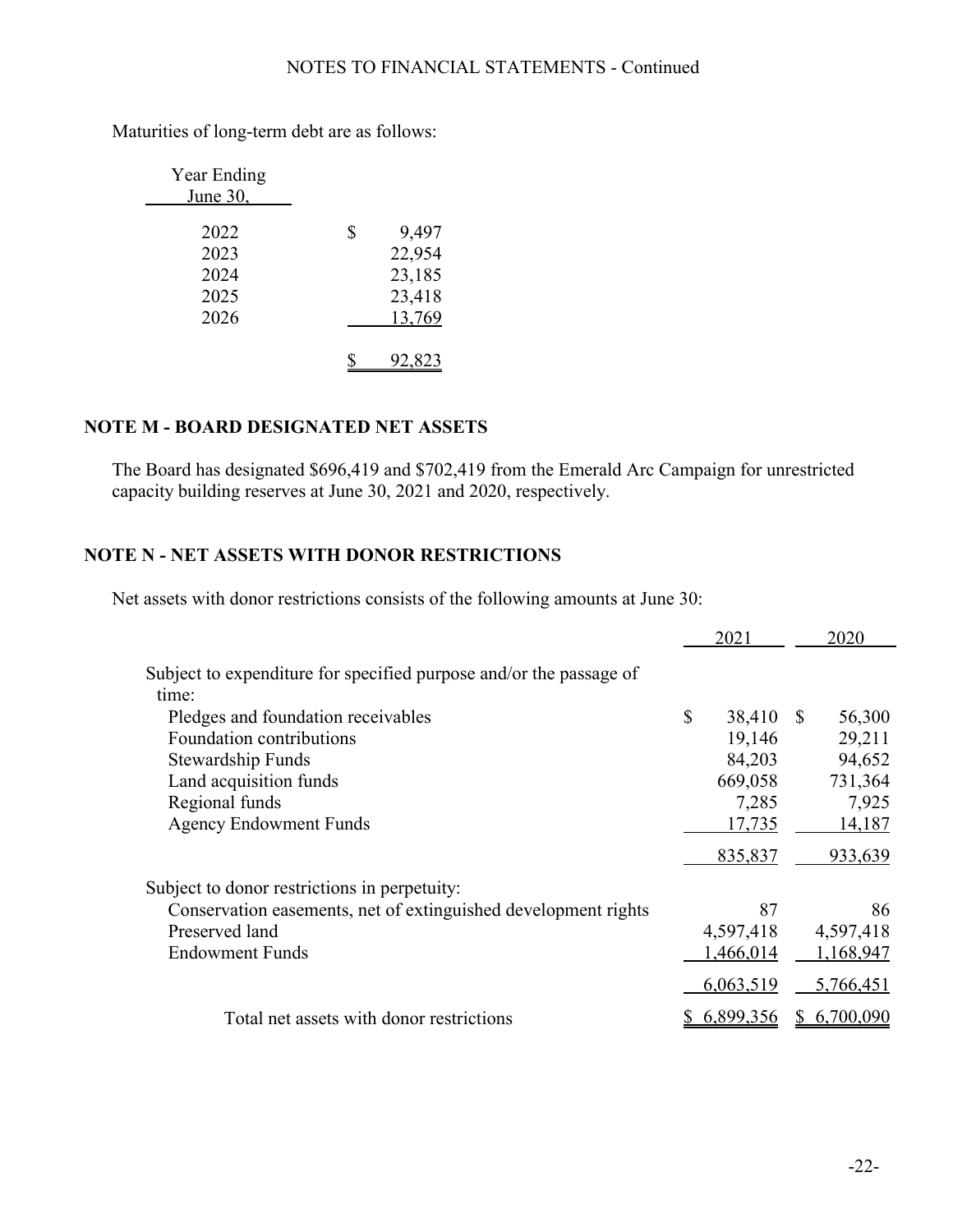Maturities of long-term debt are as follows:

| Year Ending June 30, | |
|---|---|
| 2022 | $ 9,497 |
| 2023 | 22,954 |
| 2024 | 23,185 |
| 2025 | 23,418 |
| 2026 | 13,769 |
| | $ 92,823 |

## NOTE M - BOARD DESIGNATED NET ASSETS

The Board has designated $696,419 and $702,419 from the Emerald Arc Campaign for unrestricted capacity building reserves at June 30, 2021 and 2020, respectively.

## NOTE N - NET ASSETS WITH DONOR RESTRICTIONS

Net assets with donor restrictions consists of the following amounts at June 30:

| | 2021 | 2020 |
|---|---|---|
| Subject to expenditure for specified purpose and/or the passage of time: | | |
| Pledges and foundation receivables | $ 38,410 | $ 56,300 |
| Foundation contributions | 19,146 | 29,211 |
| Stewardship Funds | 84,203 | 94,652 |
| Land acquisition funds | 669,058 | 731,364 |
| Regional funds | 7,285 | 7,925 |
| Agency Endowment Funds | 17,735 | 14,187 |
| | 835,837 | 933,639 |
| Subject to donor restrictions in perpetuity: | | |
| Conservation easements, net of extinguished development rights | 87 | 86 |
| Preserved land | 4,597,418 | 4,597,418 |
| Endowment Funds | 1,466,014 | 1,168,947 |
| | 6,063,519 | 5,766,451 |
| Total net assets with donor restrictions | $ 6,899,356 | $ 6,700,090 |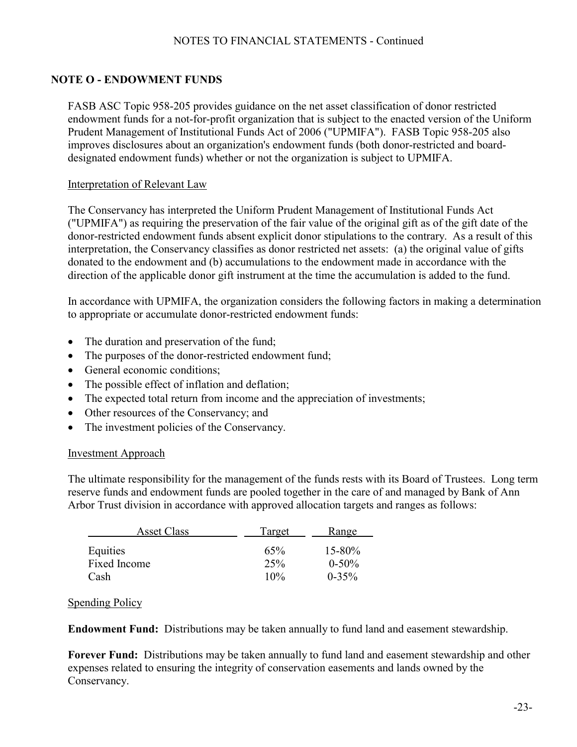NOTES TO FINANCIAL STATEMENTS - Continued

## NOTE O - ENDOWMENT FUNDS

FASB ASC Topic 958-205 provides guidance on the net asset classification of donor restricted endowment funds for a not-for-profit organization that is subject to the enacted version of the Uniform Prudent Management of Institutional Funds Act of 2006 ("UPMIFA"). FASB Topic 958-205 also improves disclosures about an organization's endowment funds (both donor-restricted and board-designated endowment funds) whether or not the organization is subject to UPMIFA.

### Interpretation of Relevant Law

The Conservancy has interpreted the Uniform Prudent Management of Institutional Funds Act ("UPMIFA") as requiring the preservation of the fair value of the original gift as of the gift date of the donor-restricted endowment funds absent explicit donor stipulations to the contrary. As a result of this interpretation, the Conservancy classifies as donor restricted net assets: (a) the original value of gifts donated to the endowment and (b) accumulations to the endowment made in accordance with the direction of the applicable donor gift instrument at the time the accumulation is added to the fund.

In accordance with UPMIFA, the organization considers the following factors in making a determination to appropriate or accumulate donor-restricted endowment funds:

- The duration and preservation of the fund;
- The purposes of the donor-restricted endowment fund;
- General economic conditions;
- The possible effect of inflation and deflation;
- The expected total return from income and the appreciation of investments;
- Other resources of the Conservancy; and
- The investment policies of the Conservancy.

### Investment Approach

The ultimate responsibility for the management of the funds rests with its Board of Trustees. Long term reserve funds and endowment funds are pooled together in the care of and managed by Bank of Ann Arbor Trust division in accordance with approved allocation targets and ranges as follows:

| Asset Class | Target | Range |
|---|---|---|
| Equities | 65% | 15-80% |
| Fixed Income | 25% | 0-50% |
| Cash | 10% | 0-35% |

### Spending Policy

**Endowment Fund:** Distributions may be taken annually to fund land and easement stewardship.

**Forever Fund:** Distributions may be taken annually to fund land and easement stewardship and other expenses related to ensuring the integrity of conservation easements and lands owned by the Conservancy.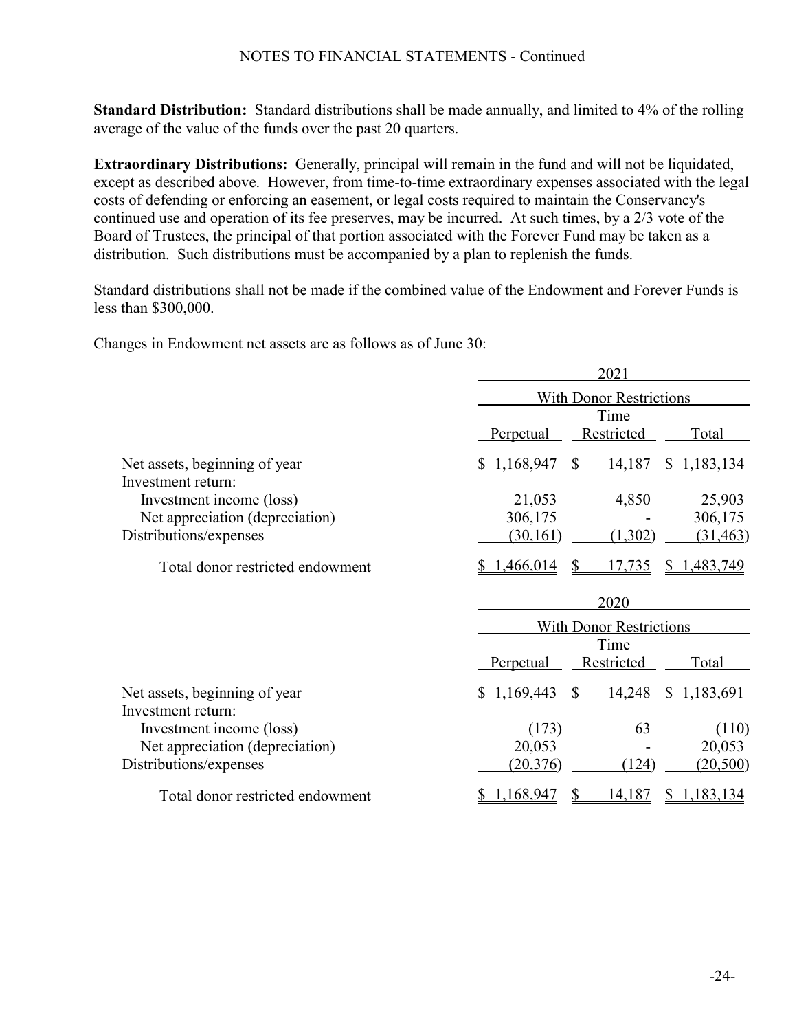**Standard Distribution:** Standard distributions shall be made annually, and limited to 4% of the rolling average of the value of the funds over the past 20 quarters.

**Extraordinary Distributions:** Generally, principal will remain in the fund and will not be liquidated, except as described above. However, from time-to-time extraordinary expenses associated with the legal costs of defending or enforcing an easement, or legal costs required to maintain the Conservancy's continued use and operation of its fee preserves, may be incurred. At such times, by a 2/3 vote of the Board of Trustees, the principal of that portion associated with the Forever Fund may be taken as a distribution. Such distributions must be accompanied by a plan to replenish the funds.

Standard distributions shall not be made if the combined value of the Endowment and Forever Funds is less than $300,000.

Changes in Endowment net assets are as follows as of June 30:

| | 2021 | | |
|---|---|---|---|
| | With Donor Restrictions | | |
| | Perpetual | Time Restricted | Total |
| Net assets, beginning of year | $ 1,168,947 | $ 14,187 | $ 1,183,134 |
| Investment return: | | | |
| Investment income (loss) | 21,053 | 4,850 | 25,903 |
| Net appreciation (depreciation) | 306,175 | - | 306,175 |
| Distributions/expenses | (30,161) | (1,302) | (31,463) |
| Total donor restricted endowment | $ 1,466,014 | $ 17,735 | $ 1,483,749 |

| | 2020 | | |
|---|---|---|---|
| | With Donor Restrictions | | |
| | Perpetual | Time Restricted | Total |
| Net assets, beginning of year | $ 1,169,443 | $ 14,248 | $ 1,183,691 |
| Investment return: | | | |
| Investment income (loss) | (173) | 63 | (110) |
| Net appreciation (depreciation) | 20,053 | - | 20,053 |
| Distributions/expenses | (20,376) | (124) | (20,500) |
| Total donor restricted endowment | $ 1,168,947 | $ 14,187 | $ 1,183,134 |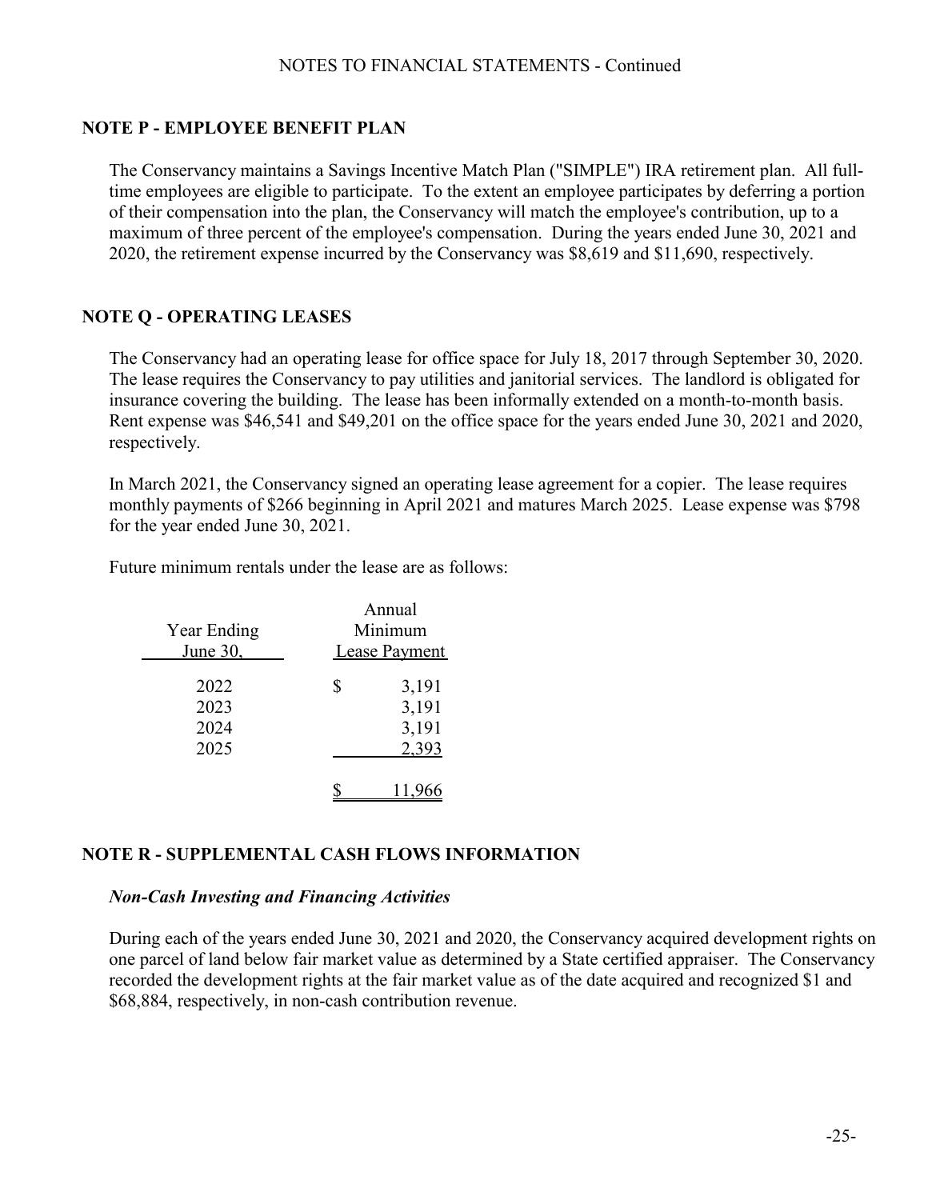NOTES TO FINANCIAL STATEMENTS - Continued

## NOTE P - EMPLOYEE BENEFIT PLAN

The Conservancy maintains a Savings Incentive Match Plan ("SIMPLE") IRA retirement plan. All full-time employees are eligible to participate. To the extent an employee participates by deferring a portion of their compensation into the plan, the Conservancy will match the employee's contribution, up to a maximum of three percent of the employee's compensation. During the years ended June 30, 2021 and 2020, the retirement expense incurred by the Conservancy was $8,619 and $11,690, respectively.

## NOTE Q - OPERATING LEASES

The Conservancy had an operating lease for office space for July 18, 2017 through September 30, 2020. The lease requires the Conservancy to pay utilities and janitorial services. The landlord is obligated for insurance covering the building. The lease has been informally extended on a month-to-month basis. Rent expense was $46,541 and $49,201 on the office space for the years ended June 30, 2021 and 2020, respectively.

In March 2021, the Conservancy signed an operating lease agreement for a copier. The lease requires monthly payments of $266 beginning in April 2021 and matures March 2025. Lease expense was $798 for the year ended June 30, 2021.

Future minimum rentals under the lease are as follows:

| Year Ending June 30, | Annual Minimum Lease Payment |
|---|---|
| 2022 | $ 3,191 |
| 2023 | 3,191 |
| 2024 | 3,191 |
| 2025 | 2,393 |
| | $ 11,966 |

## NOTE R - SUPPLEMENTAL CASH FLOWS INFORMATION

### *Non-Cash Investing and Financing Activities*

During each of the years ended June 30, 2021 and 2020, the Conservancy acquired development rights on one parcel of land below fair market value as determined by a State certified appraiser. The Conservancy recorded the development rights at the fair market value as of the date acquired and recognized $1 and $68,884, respectively, in non-cash contribution revenue.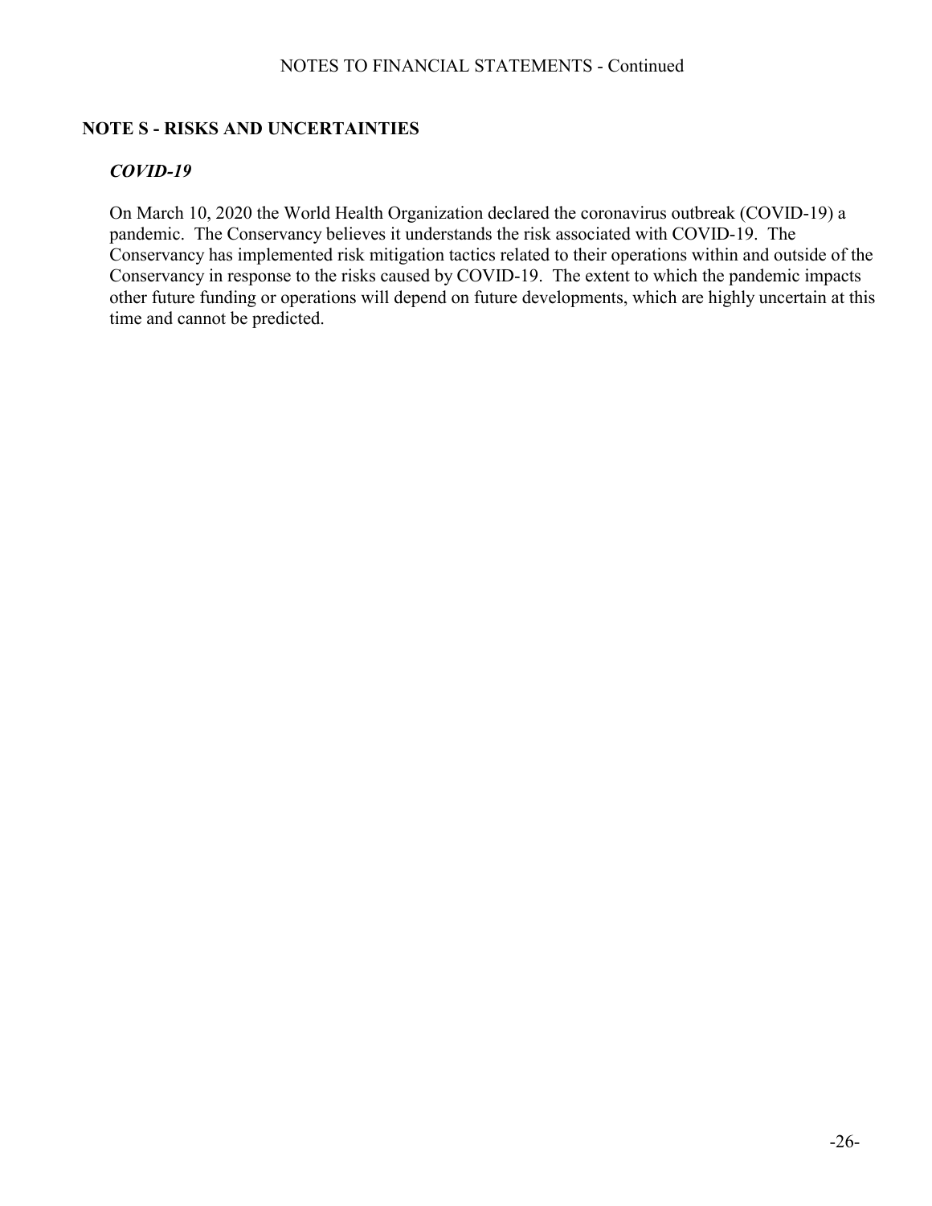## NOTE S - RISKS AND UNCERTAINTIES

### *COVID-19*

On March 10, 2020 the World Health Organization declared the coronavirus outbreak (COVID-19) a pandemic. The Conservancy believes it understands the risk associated with COVID-19. The Conservancy has implemented risk mitigation tactics related to their operations within and outside of the Conservancy in response to the risks caused by COVID-19. The extent to which the pandemic impacts other future funding or operations will depend on future developments, which are highly uncertain at this time and cannot be predicted.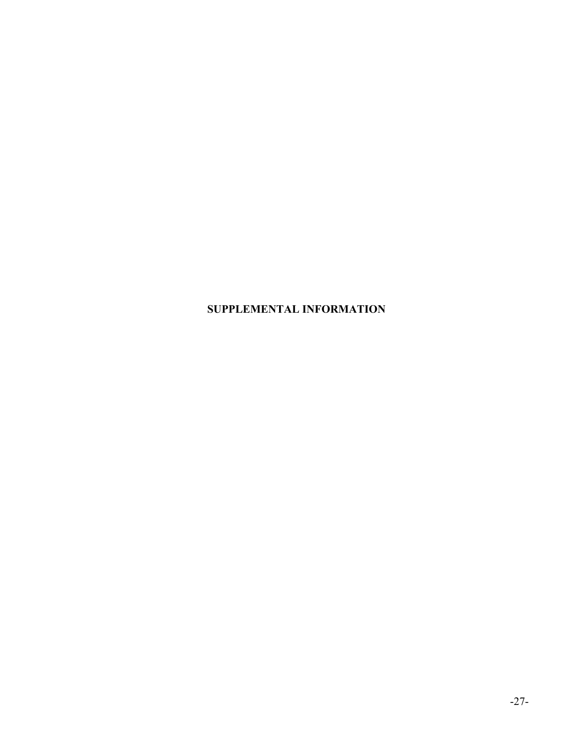# SUPPLEMENTAL INFORMATION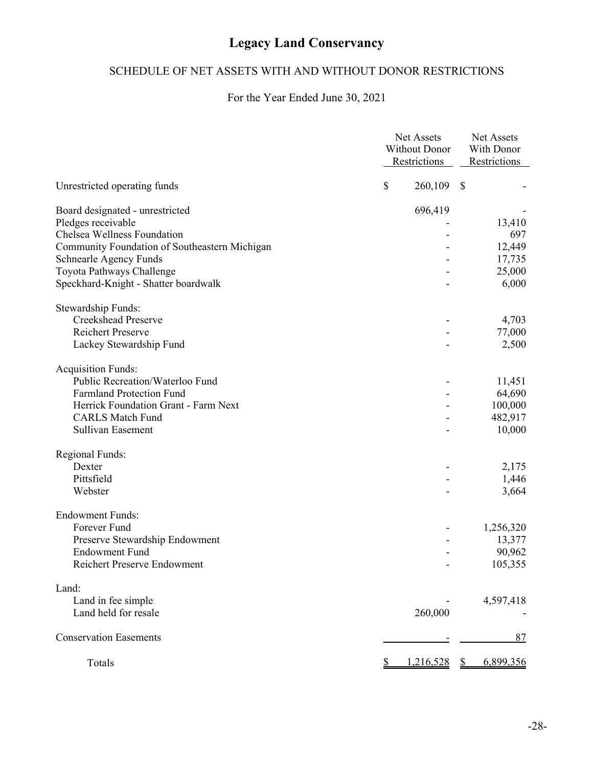# Legacy Land Conservancy

## SCHEDULE OF NET ASSETS WITH AND WITHOUT DONOR RESTRICTIONS

For the Year Ended June 30, 2021

| | Net Assets Without Donor Restrictions | Net Assets With Donor Restrictions |
|---|---|---|
| Unrestricted operating funds | $ 260,109 | $ - |
| Board designated - unrestricted | 696,419 | - |
| Pledges receivable | - | 13,410 |
| Chelsea Wellness Foundation | - | 697 |
| Community Foundation of Southeastern Michigan | - | 12,449 |
| Schnearle Agency Funds | - | 17,735 |
| Toyota Pathways Challenge | - | 25,000 |
| Speckhard-Knight - Shatter boardwalk | - | 6,000 |
| Stewardship Funds: | | |
| Creekshead Preserve | - | 4,703 |
| Reichert Preserve | - | 77,000 |
| Lackey Stewardship Fund | - | 2,500 |
| Acquisition Funds: | | |
| Public Recreation/Waterloo Fund | - | 11,451 |
| Farmland Protection Fund | - | 64,690 |
| Herrick Foundation Grant - Farm Next | - | 100,000 |
| CARLS Match Fund | - | 482,917 |
| Sullivan Easement | - | 10,000 |
| Regional Funds: | | |
| Dexter | - | 2,175 |
| Pittsfield | - | 1,446 |
| Webster | - | 3,664 |
| Endowment Funds: | | |
| Forever Fund | - | 1,256,320 |
| Preserve Stewardship Endowment | - | 13,377 |
| Endowment Fund | - | 90,962 |
| Reichert Preserve Endowment | - | 105,355 |
| Land: | | |
| Land in fee simple | - | 4,597,418 |
| Land held for resale | 260,000 | - |
| Conservation Easements | - | 87 |
| Totals | $ 1,216,528 | $ 6,899,356 |